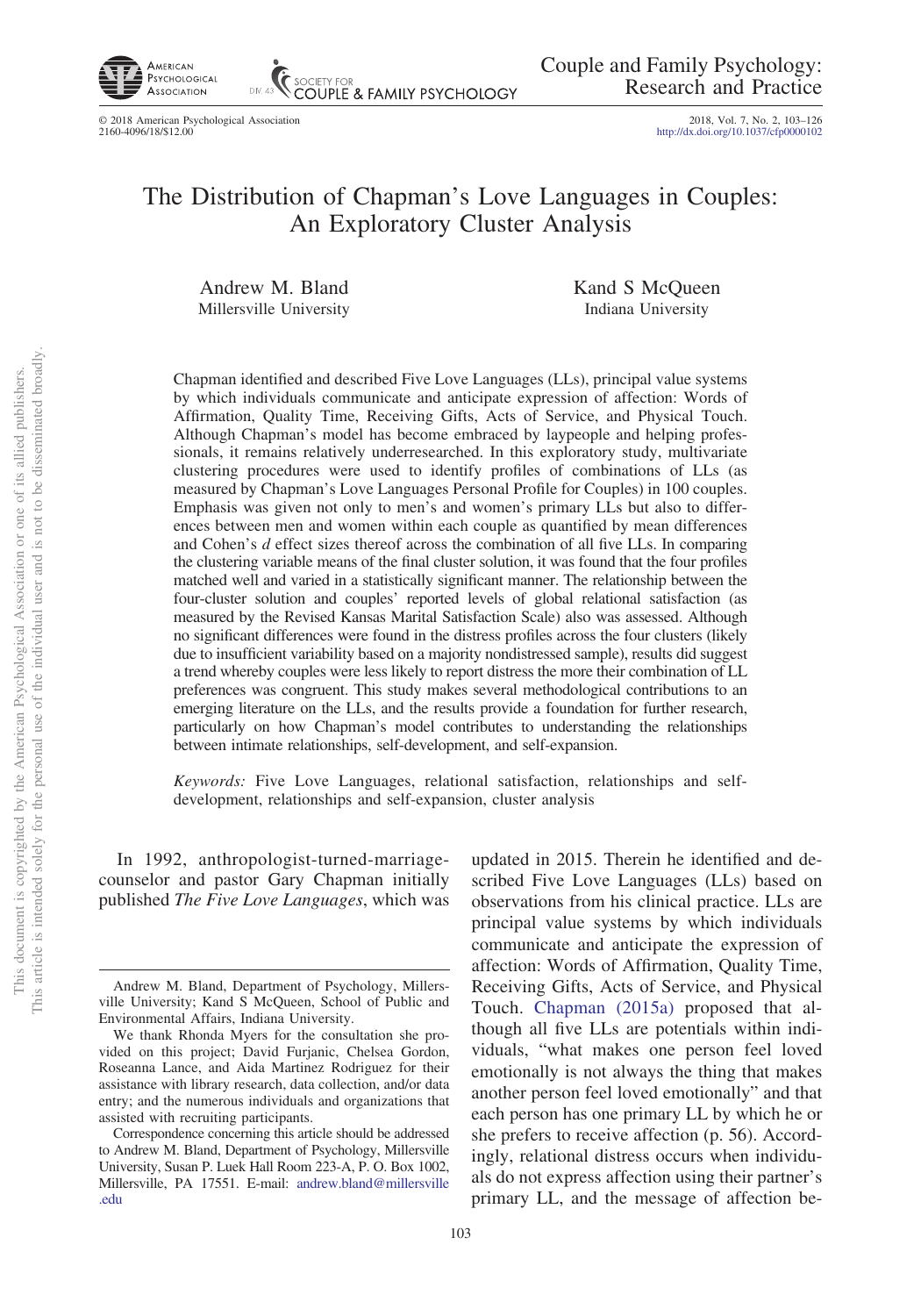# The Distribution of Chapman's Love Languages in Couples: An Exploratory Cluster Analysis

Andrew M. Bland
Millersville University

Kand S McQueen
Indiana University

Chapman identified and described Five Love Languages (LLs), principal value systems by which individuals communicate and anticipate expression of affection: Words of Affirmation, Quality Time, Receiving Gifts, Acts of Service, and Physical Touch. Although Chapman's model has become embraced by laypeople and helping professionals, it remains relatively underresearched. In this exploratory study, multivariate clustering procedures were used to identify profiles of combinations of LLs (as measured by Chapman's Love Languages Personal Profile for Couples) in 100 couples. Emphasis was given not only to men's and women's primary LLs but also to differences between men and women within each couple as quantified by mean differences and Cohen's *d* effect sizes thereof across the combination of all five LLs. In comparing the clustering variable means of the final cluster solution, it was found that the four profiles matched well and varied in a statistically significant manner. The relationship between the four-cluster solution and couples' reported levels of global relational satisfaction (as measured by the Revised Kansas Marital Satisfaction Scale) also was assessed. Although no significant differences were found in the distress profiles across the four clusters (likely due to insufficient variability based on a majority nondistressed sample), results did suggest a trend whereby couples were less likely to report distress the more their combination of LL preferences was congruent. This study makes several methodological contributions to an emerging literature on the LLs, and the results provide a foundation for further research, particularly on how Chapman's model contributes to understanding the relationships between intimate relationships, self-development, and self-expansion.

*Keywords:* Five Love Languages, relational satisfaction, relationships and self-development, relationships and self-expansion, cluster analysis

In 1992, anthropologist-turned-marriage-counselor and pastor Gary Chapman initially published *The Five Love Languages*, which was updated in 2015. Therein he identified and described Five Love Languages (LLs) based on observations from his clinical practice. LLs are principal value systems by which individuals communicate and anticipate the expression of affection: Words of Affirmation, Quality Time, Receiving Gifts, Acts of Service, and Physical Touch. Chapman (2015a) proposed that although all five LLs are potentials within individuals, "what makes one person feel loved emotionally is not always the thing that makes another person feel loved emotionally" and that each person has one primary LL by which he or she prefers to receive affection (p. 56). Accordingly, relational distress occurs when individuals do not express affection using their partner's primary LL, and the message of affection be-

Andrew M. Bland, Department of Psychology, Millersville University; Kand S McQueen, School of Public and Environmental Affairs, Indiana University.

We thank Rhonda Myers for the consultation she provided on this project; David Furjanic, Chelsea Gordon, Roseanna Lance, and Aida Martinez Rodriguez for their assistance with library research, data collection, and/or data entry; and the numerous individuals and organizations that assisted with recruiting participants.

Correspondence concerning this article should be addressed to Andrew M. Bland, Department of Psychology, Millersville University, Susan P. Luek Hall Room 223-A, P. O. Box 1002, Millersville, PA 17551. E-mail: andrew.bland@millersville.edu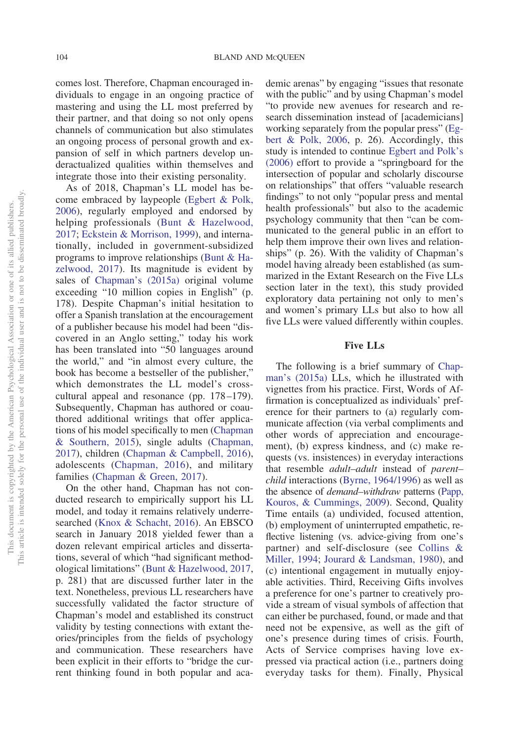comes lost. Therefore, Chapman encouraged individuals to engage in an ongoing practice of mastering and using the LL most preferred by their partner, and that doing so not only opens channels of communication but also stimulates an ongoing process of personal growth and expansion of self in which partners develop underactualized qualities within themselves and integrate those into their existing personality.

As of 2018, Chapman's LL model has become embraced by laypeople (Egbert & Polk, 2006), regularly employed and endorsed by helping professionals (Bunt & Hazelwood, 2017; Eckstein & Morrison, 1999), and internationally, included in government-subsidized programs to improve relationships (Bunt & Hazelwood, 2017). Its magnitude is evident by sales of Chapman's (2015a) original volume exceeding "10 million copies in English" (p. 178). Despite Chapman's initial hesitation to offer a Spanish translation at the encouragement of a publisher because his model had been "discovered in an Anglo setting," today his work has been translated into "50 languages around the world," and "in almost every culture, the book has become a bestseller of the publisher," which demonstrates the LL model's cross-cultural appeal and resonance (pp. 178–179). Subsequently, Chapman has authored or coauthored additional writings that offer applications of his model specifically to men (Chapman & Southern, 2015), single adults (Chapman, 2017), children (Chapman & Campbell, 2016), adolescents (Chapman, 2016), and military families (Chapman & Green, 2017).

On the other hand, Chapman has not conducted research to empirically support his LL model, and today it remains relatively underresearched (Knox & Schacht, 2016). An EBSCO search in January 2018 yielded fewer than a dozen relevant empirical articles and dissertations, several of which "had significant methodological limitations" (Bunt & Hazelwood, 2017, p. 281) that are discussed further later in the text. Nonetheless, previous LL researchers have successfully validated the factor structure of Chapman's model and established its construct validity by testing connections with extant theories/principles from the fields of psychology and communication. These researchers have been explicit in their efforts to "bridge the current thinking found in both popular and academic arenas" by engaging "issues that resonate with the public" and by using Chapman's model "to provide new avenues for research and research dissemination instead of [academicians] working separately from the popular press" (Egbert & Polk, 2006, p. 26). Accordingly, this study is intended to continue Egbert and Polk's (2006) effort to provide a "springboard for the intersection of popular and scholarly discourse on relationships" that offers "valuable research findings" to not only "popular press and mental health professionals" but also to the academic psychology community that then "can be communicated to the general public in an effort to help them improve their own lives and relationships" (p. 26). With the validity of Chapman's model having already been established (as summarized in the Extant Research on the Five LLs section later in the text), this study provided exploratory data pertaining not only to men's and women's primary LLs but also to how all five LLs were valued differently within couples.

## Five LLs

The following is a brief summary of Chapman's (2015a) LLs, which he illustrated with vignettes from his practice. First, Words of Affirmation is conceptualized as individuals' preference for their partners to (a) regularly communicate affection (via verbal compliments and other words of appreciation and encouragement), (b) express kindness, and (c) make requests (vs. insistences) in everyday interactions that resemble *adult–adult* instead of *parent–child* interactions (Byrne, 1964/1996) as well as the absence of *demand–withdraw* patterns (Papp, Kouros, & Cummings, 2009). Second, Quality Time entails (a) undivided, focused attention, (b) employment of uninterrupted empathetic, reflective listening (vs. advice-giving from one's partner) and self-disclosure (see Collins & Miller, 1994; Jourard & Landsman, 1980), and (c) intentional engagement in mutually enjoyable activities. Third, Receiving Gifts involves a preference for one's partner to creatively provide a stream of visual symbols of affection that can either be purchased, found, or made and that need not be expensive, as well as the gift of one's presence during times of crisis. Fourth, Acts of Service comprises having love expressed via practical action (i.e., partners doing everyday tasks for them). Finally, Physical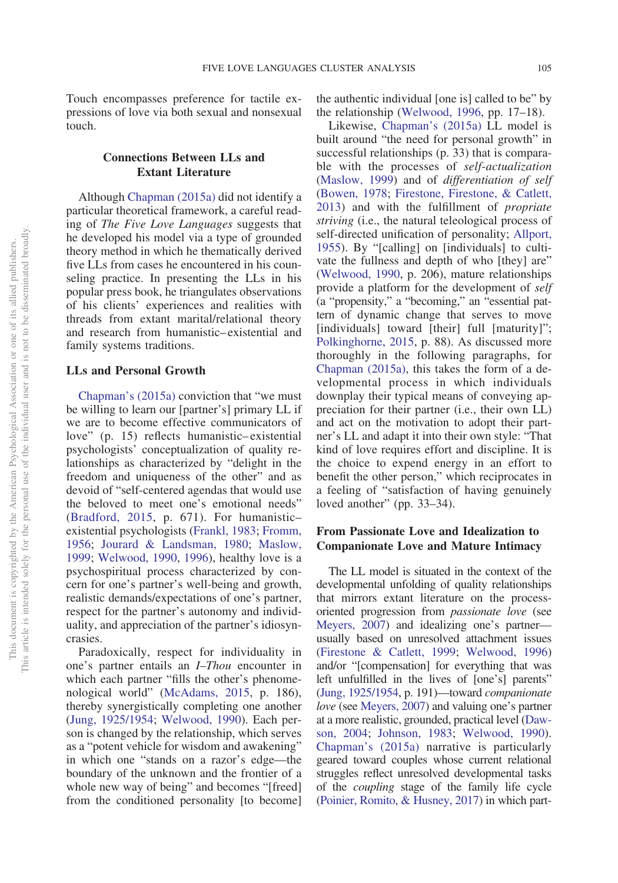Touch encompasses preference for tactile expressions of love via both sexual and nonsexual touch.

## Connections Between LLs and Extant Literature

Although Chapman (2015a) did not identify a particular theoretical framework, a careful reading of *The Five Love Languages* suggests that he developed his model via a type of grounded theory method in which he thematically derived five LLs from cases he encountered in his counseling practice. In presenting the LLs in his popular press book, he triangulates observations of his clients' experiences and realities with threads from extant marital/relational theory and research from humanistic–existential and family systems traditions.

### LLs and Personal Growth

Chapman's (2015a) conviction that "we must be willing to learn our [partner's] primary LL if we are to become effective communicators of love" (p. 15) reflects humanistic–existential psychologists' conceptualization of quality relationships as characterized by "delight in the freedom and uniqueness of the other" and as devoid of "self-centered agendas that would use the beloved to meet one's emotional needs" (Bradford, 2015, p. 671). For humanistic–existential psychologists (Frankl, 1983; Fromm, 1956; Jourard & Landsman, 1980; Maslow, 1999; Welwood, 1990, 1996), healthy love is a psychospiritual process characterized by concern for one's partner's well-being and growth, realistic demands/expectations of one's partner, respect for the partner's autonomy and individuality, and appreciation of the partner's idiosyncrasies.

Paradoxically, respect for individuality in one's partner entails an *I–Thou* encounter in which each partner "fills the other's phenomenological world" (McAdams, 2015, p. 186), thereby synergistically completing one another (Jung, 1925/1954; Welwood, 1990). Each person is changed by the relationship, which serves as a "potent vehicle for wisdom and awakening" in which one "stands on a razor's edge—the boundary of the unknown and the frontier of a whole new way of being" and becomes "[freed] from the conditioned personality [to become] the authentic individual [one is] called to be" by the relationship (Welwood, 1996, pp. 17–18).

Likewise, Chapman's (2015a) LL model is built around "the need for personal growth" in successful relationships (p. 33) that is comparable with the processes of *self-actualization* (Maslow, 1999) and of *differentiation of self* (Bowen, 1978; Firestone, Firestone, & Catlett, 2013) and with the fulfillment of *propriate striving* (i.e., the natural teleological process of self-directed unification of personality; Allport, 1955). By "[calling] on [individuals] to cultivate the fullness and depth of who [they] are" (Welwood, 1990, p. 206), mature relationships provide a platform for the development of *self* (a "propensity," a "becoming," an "essential pattern of dynamic change that serves to move [individuals] toward [their] full [maturity]"; Polkinghorne, 2015, p. 88). As discussed more thoroughly in the following paragraphs, for Chapman (2015a), this takes the form of a developmental process in which individuals downplay their typical means of conveying appreciation for their partner (i.e., their own LL) and act on the motivation to adopt their partner's LL and adapt it into their own style: "That kind of love requires effort and discipline. It is the choice to expend energy in an effort to benefit the other person," which reciprocates in a feeling of "satisfaction of having genuinely loved another" (pp. 33–34).

### From Passionate Love and Idealization to Companionate Love and Mature Intimacy

The LL model is situated in the context of the developmental unfolding of quality relationships that mirrors extant literature on the process-oriented progression from *passionate love* (see Meyers, 2007) and idealizing one's partner—usually based on unresolved attachment issues (Firestone & Catlett, 1999; Welwood, 1996) and/or "[compensation] for everything that was left unfulfilled in the lives of [one's] parents" (Jung, 1925/1954, p. 191)—toward *companionate love* (see Meyers, 2007) and valuing one's partner at a more realistic, grounded, practical level (Dawson, 2004; Johnson, 1983; Welwood, 1990). Chapman's (2015a) narrative is particularly geared toward couples whose current relational struggles reflect unresolved developmental tasks of the *coupling* stage of the family life cycle (Poinier, Romito, & Husney, 2017) in which part-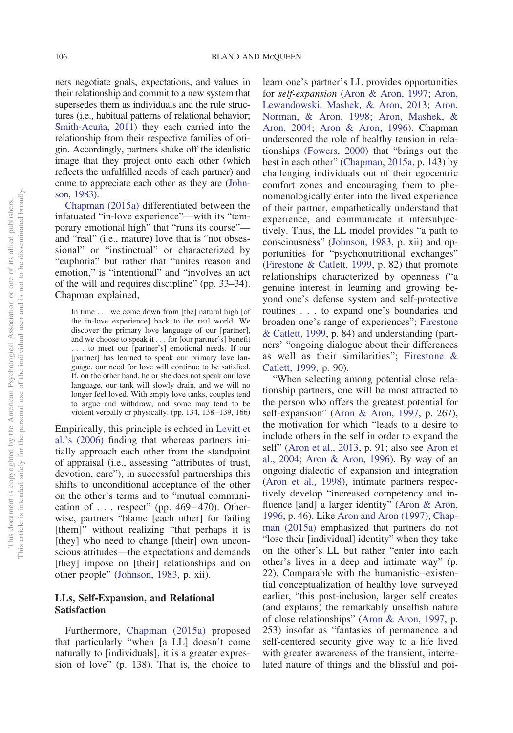ners negotiate goals, expectations, and values in their relationship and commit to a new system that supersedes them as individuals and the rule structures (i.e., habitual patterns of relational behavior; Smith-Acuña, 2011) they each carried into the relationship from their respective families of origin. Accordingly, partners shake off the idealistic image that they project onto each other (which reflects the unfulfilled needs of each partner) and come to appreciate each other as they are (Johnson, 1983).

Chapman (2015a) differentiated between the infatuated "in-love experience"—with its "temporary emotional high" that "runs its course"—and "real" (i.e., mature) love that is "not obsessional" or "instinctual" or characterized by "euphoria" but rather that "unites reason and emotion," is "intentional" and "involves an act of the will and requires discipline" (pp. 33–34). Chapman explained,

> In time . . . we come down from [the] natural high [of the in-love experience] back to the real world. We discover the primary love language of our [partner], and we choose to speak it . . . for [our partner's] benefit . . . to meet our [partner's] emotional needs. If our [partner] has learned to speak our primary love language, our need for love will continue to be satisfied. If, on the other hand, he or she does not speak our love language, our tank will slowly drain, and we will no longer feel loved. With empty love tanks, couples tend to argue and withdraw, and some may tend to be violent verbally or physically. (pp. 134, 138–139, 166)

Empirically, this principle is echoed in Levitt et al.'s (2006) finding that whereas partners initially approach each other from the standpoint of appraisal (i.e., assessing "attributes of trust, devotion, care"), in successful partnerships this shifts to unconditional acceptance of the other on the other's terms and to "mutual communication of . . . respect" (pp. 469–470). Otherwise, partners "blame [each other] for failing [them]" without realizing "that perhaps it is [they] who need to change [their] own unconscious attitudes—the expectations and demands [they] impose on [their] relationships and on other people" (Johnson, 1983, p. xii).

## LLs, Self-Expansion, and Relational Satisfaction

Furthermore, Chapman (2015a) proposed that particularly "when [a LL] doesn't come naturally to [individuals], it is a greater expression of love" (p. 138). That is, the choice to learn one's partner's LL provides opportunities for *self-expansion* (Aron & Aron, 1997; Aron, Lewandowski, Mashek, & Aron, 2013; Aron, Norman, & Aron, 1998; Aron, Mashek, & Aron, 2004; Aron & Aron, 1996). Chapman underscored the role of healthy tension in relationships (Fowers, 2000) that "brings out the best in each other" (Chapman, 2015a, p. 143) by challenging individuals out of their egocentric comfort zones and encouraging them to phenomenologically enter into the lived experience of their partner, empathetically understand that experience, and communicate it intersubjectively. Thus, the LL model provides "a path to consciousness" (Johnson, 1983, p. xii) and opportunities for "psychonutritional exchanges" (Firestone & Catlett, 1999, p. 82) that promote relationships characterized by openness ("a genuine interest in learning and growing beyond one's defense system and self-protective routines . . . to expand one's boundaries and broaden one's range of experiences"; Firestone & Catlett, 1999, p. 84) and understanding (partners' "ongoing dialogue about their differences as well as their similarities"; Firestone & Catlett, 1999, p. 90).

"When selecting among potential close relationship partners, one will be most attracted to the person who offers the greatest potential for self-expansion" (Aron & Aron, 1997, p. 267), the motivation for which "leads to a desire to include others in the self in order to expand the self" (Aron et al., 2013, p. 91; also see Aron et al., 2004; Aron & Aron, 1996). By way of an ongoing dialectic of expansion and integration (Aron et al., 1998), intimate partners respectively develop "increased competency and influence [and] a larger identity" (Aron & Aron, 1996, p. 46). Like Aron and Aron (1997), Chapman (2015a) emphasized that partners do not "lose their [individual] identity" when they take on the other's LL but rather "enter into each other's lives in a deep and intimate way" (p. 22). Comparable with the humanistic–existential conceptualization of healthy love surveyed earlier, "this post-inclusion, larger self creates (and explains) the remarkably unselfish nature of close relationships" (Aron & Aron, 1997, p. 253) insofar as "fantasies of permanence and self-centered security give way to a life lived with greater awareness of the transient, interrelated nature of things and the blissful and poi-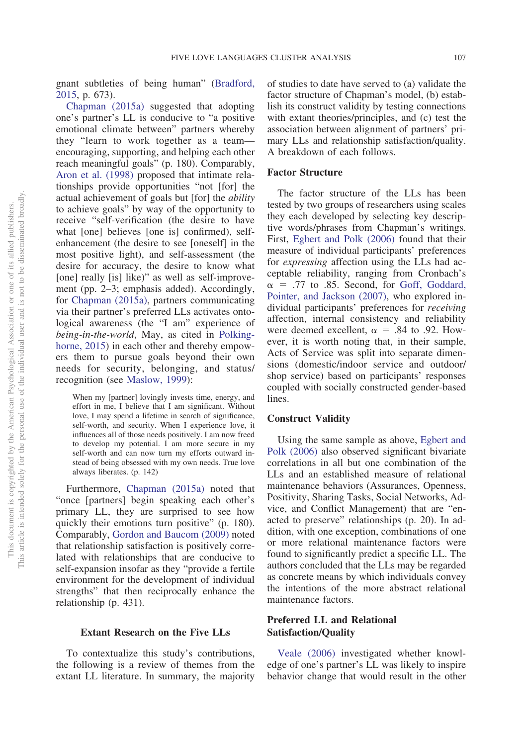gnant subtleties of being human" (Bradford, 2015, p. 673).

Chapman (2015a) suggested that adopting one's partner's LL is conducive to "a positive emotional climate between" partners whereby they "learn to work together as a team—encouraging, supporting, and helping each other reach meaningful goals" (p. 180). Comparably, Aron et al. (1998) proposed that intimate relationships provide opportunities "not [for] the actual achievement of goals but [for] the *ability* to achieve goals" by way of the opportunity to receive "self-verification (the desire to have what [one] believes [one is] confirmed), self-enhancement (the desire to see [oneself] in the most positive light), and self-assessment (the desire for accuracy, the desire to know what [one] really [is] like)" as well as self-improvement (pp. 2–3; emphasis added). Accordingly, for Chapman (2015a), partners communicating via their partner's preferred LLs activates ontological awareness (the "I am" experience of *being-in-the-world*, May, as cited in Polkinghorne, 2015) in each other and thereby empowers them to pursue goals beyond their own needs for security, belonging, and status/recognition (see Maslow, 1999):

> When my [partner] lovingly invests time, energy, and effort in me, I believe that I am significant. Without love, I may spend a lifetime in search of significance, self-worth, and security. When I experience love, it influences all of those needs positively. I am now freed to develop my potential. I am more secure in my self-worth and can now turn my efforts outward instead of being obsessed with my own needs. True love always liberates. (p. 142)

Furthermore, Chapman (2015a) noted that "once [partners] begin speaking each other's primary LL, they are surprised to see how quickly their emotions turn positive" (p. 180). Comparably, Gordon and Baucom (2009) noted that relationship satisfaction is positively correlated with relationships that are conducive to self-expansion insofar as they "provide a fertile environment for the development of individual strengths" that then reciprocally enhance the relationship (p. 431).

## Extant Research on the Five LLs

To contextualize this study's contributions, the following is a review of themes from the extant LL literature. In summary, the majority of studies to date have served to (a) validate the factor structure of Chapman's model, (b) establish its construct validity by testing connections with extant theories/principles, and (c) test the association between alignment of partners' primary LLs and relationship satisfaction/quality. A breakdown of each follows.

### Factor Structure

The factor structure of the LLs has been tested by two groups of researchers using scales they each developed by selecting key descriptive words/phrases from Chapman's writings. First, Egbert and Polk (2006) found that their measure of individual participants' preferences for *expressing* affection using the LLs had acceptable reliability, ranging from Cronbach's $\alpha = .77$ to $.85$. Second, for Goff, Goddard, Pointer, and Jackson (2007), who explored individual participants' preferences for *receiving* affection, internal consistency and reliability were deemed excellent, $\alpha = .84$ to $.92$. However, it is worth noting that, in their sample, Acts of Service was split into separate dimensions (domestic/indoor service and outdoor/shop service) based on participants' responses coupled with socially constructed gender-based lines.

### Construct Validity

Using the same sample as above, Egbert and Polk (2006) also observed significant bivariate correlations in all but one combination of the LLs and an established measure of relational maintenance behaviors (Assurances, Openness, Positivity, Sharing Tasks, Social Networks, Advice, and Conflict Management) that are "enacted to preserve" relationships (p. 20). In addition, with one exception, combinations of one or more relational maintenance factors were found to significantly predict a specific LL. The authors concluded that the LLs may be regarded as concrete means by which individuals convey the intentions of the more abstract relational maintenance factors.

### Preferred LL and Relational Satisfaction/Quality

Veale (2006) investigated whether knowledge of one's partner's LL was likely to inspire behavior change that would result in the other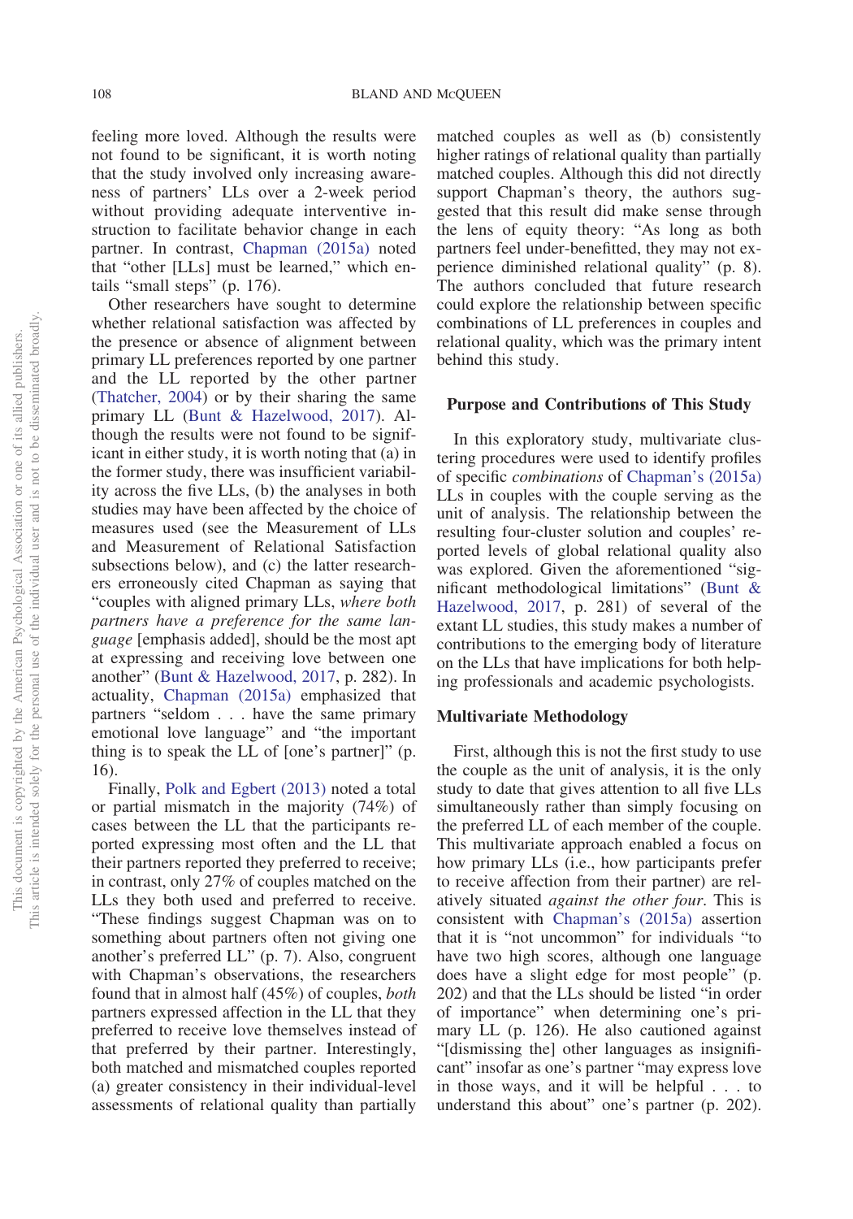feeling more loved. Although the results were not found to be significant, it is worth noting that the study involved only increasing awareness of partners' LLs over a 2-week period without providing adequate interventive instruction to facilitate behavior change in each partner. In contrast, Chapman (2015a) noted that "other [LLs] must be learned," which entails "small steps" (p. 176).

Other researchers have sought to determine whether relational satisfaction was affected by the presence or absence of alignment between primary LL preferences reported by one partner and the LL reported by the other partner (Thatcher, 2004) or by their sharing the same primary LL (Bunt & Hazelwood, 2017). Although the results were not found to be significant in either study, it is worth noting that (a) in the former study, there was insufficient variability across the five LLs, (b) the analyses in both studies may have been affected by the choice of measures used (see the Measurement of LLs and Measurement of Relational Satisfaction subsections below), and (c) the latter researchers erroneously cited Chapman as saying that "couples with aligned primary LLs, *where both partners have a preference for the same language* [emphasis added], should be the most apt at expressing and receiving love between one another" (Bunt & Hazelwood, 2017, p. 282). In actuality, Chapman (2015a) emphasized that partners "seldom . . . have the same primary emotional love language" and "the important thing is to speak the LL of [one's partner]" (p. 16).

Finally, Polk and Egbert (2013) noted a total or partial mismatch in the majority (74%) of cases between the LL that the participants reported expressing most often and the LL that their partners reported they preferred to receive; in contrast, only 27% of couples matched on the LLs they both used and preferred to receive. "These findings suggest Chapman was on to something about partners often not giving one another's preferred LL" (p. 7). Also, congruent with Chapman's observations, the researchers found that in almost half (45%) of couples, *both* partners expressed affection in the LL that they preferred to receive themselves instead of that preferred by their partner. Interestingly, both matched and mismatched couples reported (a) greater consistency in their individual-level assessments of relational quality than partially matched couples as well as (b) consistently higher ratings of relational quality than partially matched couples. Although this did not directly support Chapman's theory, the authors suggested that this result did make sense through the lens of equity theory: "As long as both partners feel under-benefitted, they may not experience diminished relational quality" (p. 8). The authors concluded that future research could explore the relationship between specific combinations of LL preferences in couples and relational quality, which was the primary intent behind this study.

## Purpose and Contributions of This Study

In this exploratory study, multivariate clustering procedures were used to identify profiles of specific *combinations* of Chapman's (2015a) LLs in couples with the couple serving as the unit of analysis. The relationship between the resulting four-cluster solution and couples' reported levels of global relational quality also was explored. Given the aforementioned "significant methodological limitations" (Bunt & Hazelwood, 2017, p. 281) of several of the extant LL studies, this study makes a number of contributions to the emerging body of literature on the LLs that have implications for both helping professionals and academic psychologists.

### Multivariate Methodology

First, although this is not the first study to use the couple as the unit of analysis, it is the only study to date that gives attention to all five LLs simultaneously rather than simply focusing on the preferred LL of each member of the couple. This multivariate approach enabled a focus on how primary LLs (i.e., how participants prefer to receive affection from their partner) are relatively situated *against the other four*. This is consistent with Chapman's (2015a) assertion that it is "not uncommon" for individuals "to have two high scores, although one language does have a slight edge for most people" (p. 202) and that the LLs should be listed "in order of importance" when determining one's primary LL (p. 126). He also cautioned against "[dismissing the] other languages as insignificant" insofar as one's partner "may express love in those ways, and it will be helpful . . . to understand this about" one's partner (p. 202).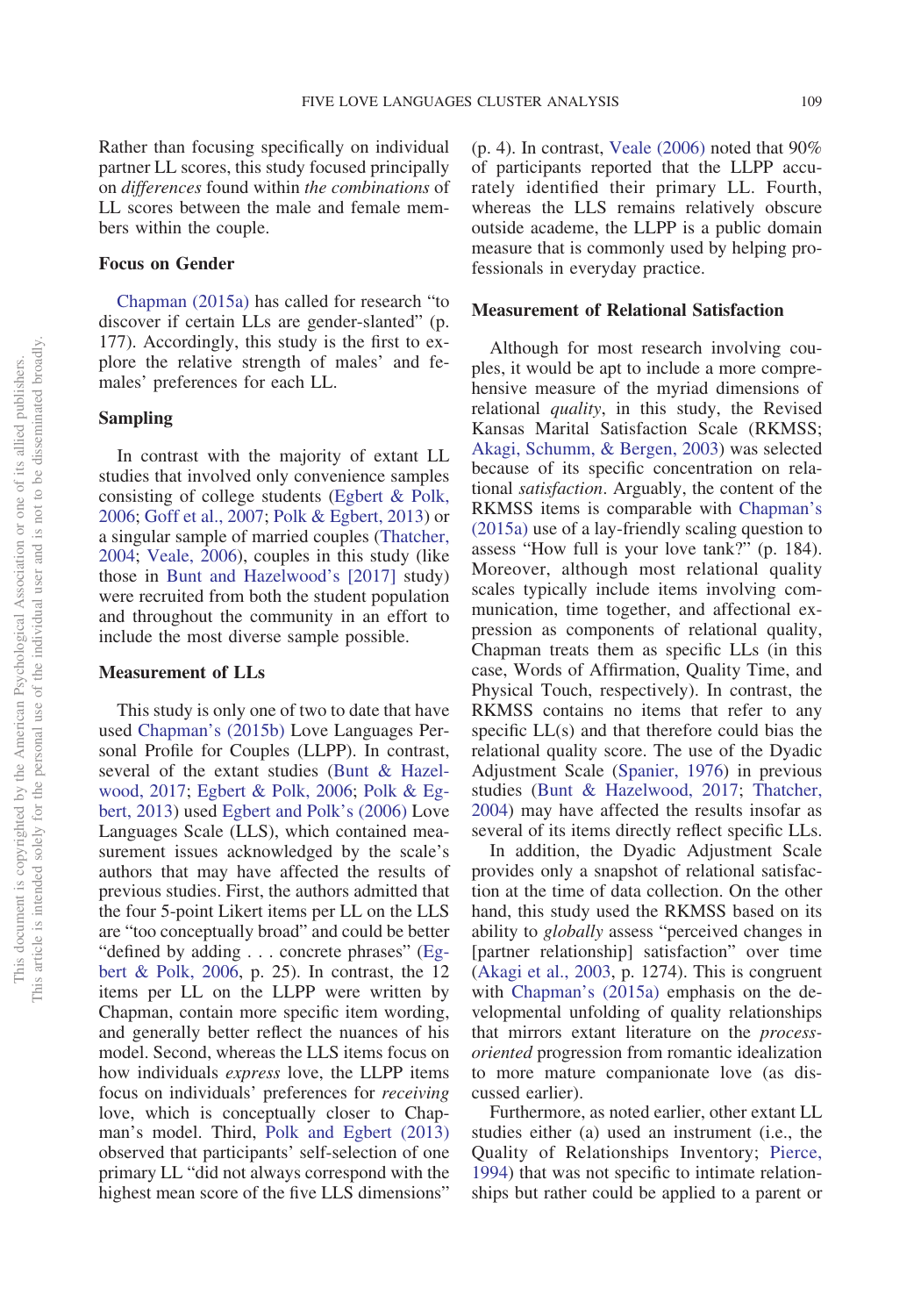Rather than focusing specifically on individual partner LL scores, this study focused principally on *differences* found within *the combinations* of LL scores between the male and female members within the couple.

### Focus on Gender

Chapman (2015a) has called for research "to discover if certain LLs are gender-slanted" (p. 177). Accordingly, this study is the first to explore the relative strength of males' and females' preferences for each LL.

### Sampling

In contrast with the majority of extant LL studies that involved only convenience samples consisting of college students (Egbert & Polk, 2006; Goff et al., 2007; Polk & Egbert, 2013) or a singular sample of married couples (Thatcher, 2004; Veale, 2006), couples in this study (like those in Bunt and Hazelwood's [2017] study) were recruited from both the student population and throughout the community in an effort to include the most diverse sample possible.

### Measurement of LLs

This study is only one of two to date that have used Chapman's (2015b) Love Languages Personal Profile for Couples (LLPP). In contrast, several of the extant studies (Bunt & Hazelwood, 2017; Egbert & Polk, 2006; Polk & Egbert, 2013) used Egbert and Polk's (2006) Love Languages Scale (LLS), which contained measurement issues acknowledged by the scale's authors that may have affected the results of previous studies. First, the authors admitted that the four 5-point Likert items per LL on the LLS are "too conceptually broad" and could be better "defined by adding . . . concrete phrases" (Egbert & Polk, 2006, p. 25). In contrast, the 12 items per LL on the LLPP were written by Chapman, contain more specific item wording, and generally better reflect the nuances of his model. Second, whereas the LLS items focus on how individuals *express* love, the LLPP items focus on individuals' preferences for *receiving* love, which is conceptually closer to Chapman's model. Third, Polk and Egbert (2013) observed that participants' self-selection of one primary LL "did not always correspond with the highest mean score of the five LLS dimensions" (p. 4). In contrast, Veale (2006) noted that 90% of participants reported that the LLPP accurately identified their primary LL. Fourth, whereas the LLS remains relatively obscure outside academe, the LLPP is a public domain measure that is commonly used by helping professionals in everyday practice.

### Measurement of Relational Satisfaction

Although for most research involving couples, it would be apt to include a more comprehensive measure of the myriad dimensions of relational *quality*, in this study, the Revised Kansas Marital Satisfaction Scale (RKMSS; Akagi, Schumm, & Bergen, 2003) was selected because of its specific concentration on relational *satisfaction*. Arguably, the content of the RKMSS items is comparable with Chapman's (2015a) use of a lay-friendly scaling question to assess "How full is your love tank?" (p. 184). Moreover, although most relational quality scales typically include items involving communication, time together, and affectional expression as components of relational quality, Chapman treats them as specific LLs (in this case, Words of Affirmation, Quality Time, and Physical Touch, respectively). In contrast, the RKMSS contains no items that refer to any specific LL(s) and that therefore could bias the relational quality score. The use of the Dyadic Adjustment Scale (Spanier, 1976) in previous studies (Bunt & Hazelwood, 2017; Thatcher, 2004) may have affected the results insofar as several of its items directly reflect specific LLs.

In addition, the Dyadic Adjustment Scale provides only a snapshot of relational satisfaction at the time of data collection. On the other hand, this study used the RKMSS based on its ability to *globally* assess "perceived changes in [partner relationship] satisfaction" over time (Akagi et al., 2003, p. 1274). This is congruent with Chapman's (2015a) emphasis on the developmental unfolding of quality relationships that mirrors extant literature on the *process-oriented* progression from romantic idealization to more mature companionate love (as discussed earlier).

Furthermore, as noted earlier, other extant LL studies either (a) used an instrument (i.e., the Quality of Relationships Inventory; Pierce, 1994) that was not specific to intimate relationships but rather could be applied to a parent or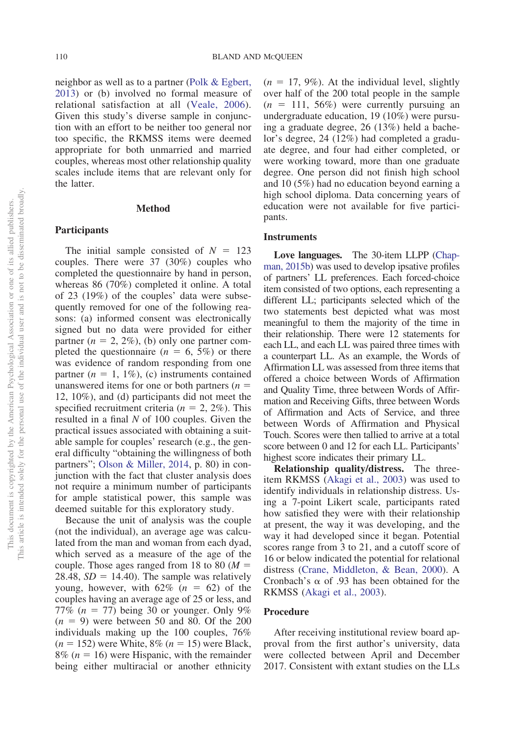neighbor as well as to a partner (Polk & Egbert, 2013) or (b) involved no formal measure of relational satisfaction at all (Veale, 2006). Given this study's diverse sample in conjunction with an effort to be neither too general nor too specific, the RKMSS items were deemed appropriate for both unmarried and married couples, whereas most other relationship quality scales include items that are relevant only for the latter.

## Method

### Participants

The initial sample consisted of $N$ = 123 couples. There were 37 (30%) couples who completed the questionnaire by hand in person, whereas 86 (70%) completed it online. A total of 23 (19%) of the couples' data were subsequently removed for one of the following reasons: (a) informed consent was electronically signed but no data were provided for either partner ($n$ = 2, 2%), (b) only one partner completed the questionnaire ($n$ = 6, 5%) or there was evidence of random responding from one partner ($n$ = 1, 1%), (c) instruments contained unanswered items for one or both partners ($n$ = 12, 10%), and (d) participants did not meet the specified recruitment criteria ($n$ = 2, 2%). This resulted in a final $N$ of 100 couples. Given the practical issues associated with obtaining a suitable sample for couples' research (e.g., the general difficulty "obtaining the willingness of both partners"; Olson & Miller, 2014, p. 80) in conjunction with the fact that cluster analysis does not require a minimum number of participants for ample statistical power, this sample was deemed suitable for this exploratory study.

Because the unit of analysis was the couple (not the individual), an average age was calculated from the man and woman from each dyad, which served as a measure of the age of the couple. Those ages ranged from 18 to 80 ($M$ = 28.48, $SD$ = 14.40). The sample was relatively young, however, with 62% ($n$ = 62) of the couples having an average age of 25 or less, and 77% ($n$ = 77) being 30 or younger. Only 9% ($n$ = 9) were between 50 and 80. Of the 200 individuals making up the 100 couples, 76% ($n$ = 152) were White, 8% ($n$ = 15) were Black, 8% ($n$ = 16) were Hispanic, with the remainder being either multiracial or another ethnicity ($n$ = 17, 9%). At the individual level, slightly over half of the 200 total people in the sample ($n$ = 111, 56%) were currently pursuing an undergraduate education, 19 (10%) were pursuing a graduate degree, 26 (13%) held a bachelor's degree, 24 (12%) had completed a graduate degree, and four had either completed, or were working toward, more than one graduate degree. One person did not finish high school and 10 (5%) had no education beyond earning a high school diploma. Data concerning years of education were not available for five participants.

### Instruments

**Love languages.** The 30-item LLPP (Chapman, 2015b) was used to develop ipsative profiles of partners' LL preferences. Each forced-choice item consisted of two options, each representing a different LL; participants selected which of the two statements best depicted what was most meaningful to them the majority of the time in their relationship. There were 12 statements for each LL, and each LL was paired three times with a counterpart LL. As an example, the Words of Affirmation LL was assessed from three items that offered a choice between Words of Affirmation and Quality Time, three between Words of Affirmation and Receiving Gifts, three between Words of Affirmation and Acts of Service, and three between Words of Affirmation and Physical Touch. Scores were then tallied to arrive at a total score between 0 and 12 for each LL. Participants' highest score indicates their primary LL.

**Relationship quality/distress.** The three-item RKMSS (Akagi et al., 2003) was used to identify individuals in relationship distress. Using a 7-point Likert scale, participants rated how satisfied they were with their relationship at present, the way it was developing, and the way it had developed since it began. Potential scores range from 3 to 21, and a cutoff score of 16 or below indicated the potential for relational distress (Crane, Middleton, & Bean, 2000). A Cronbach's α of .93 has been obtained for the RKMSS (Akagi et al., 2003).

### Procedure

After receiving institutional review board approval from the first author's university, data were collected between April and December 2017. Consistent with extant studies on the LLs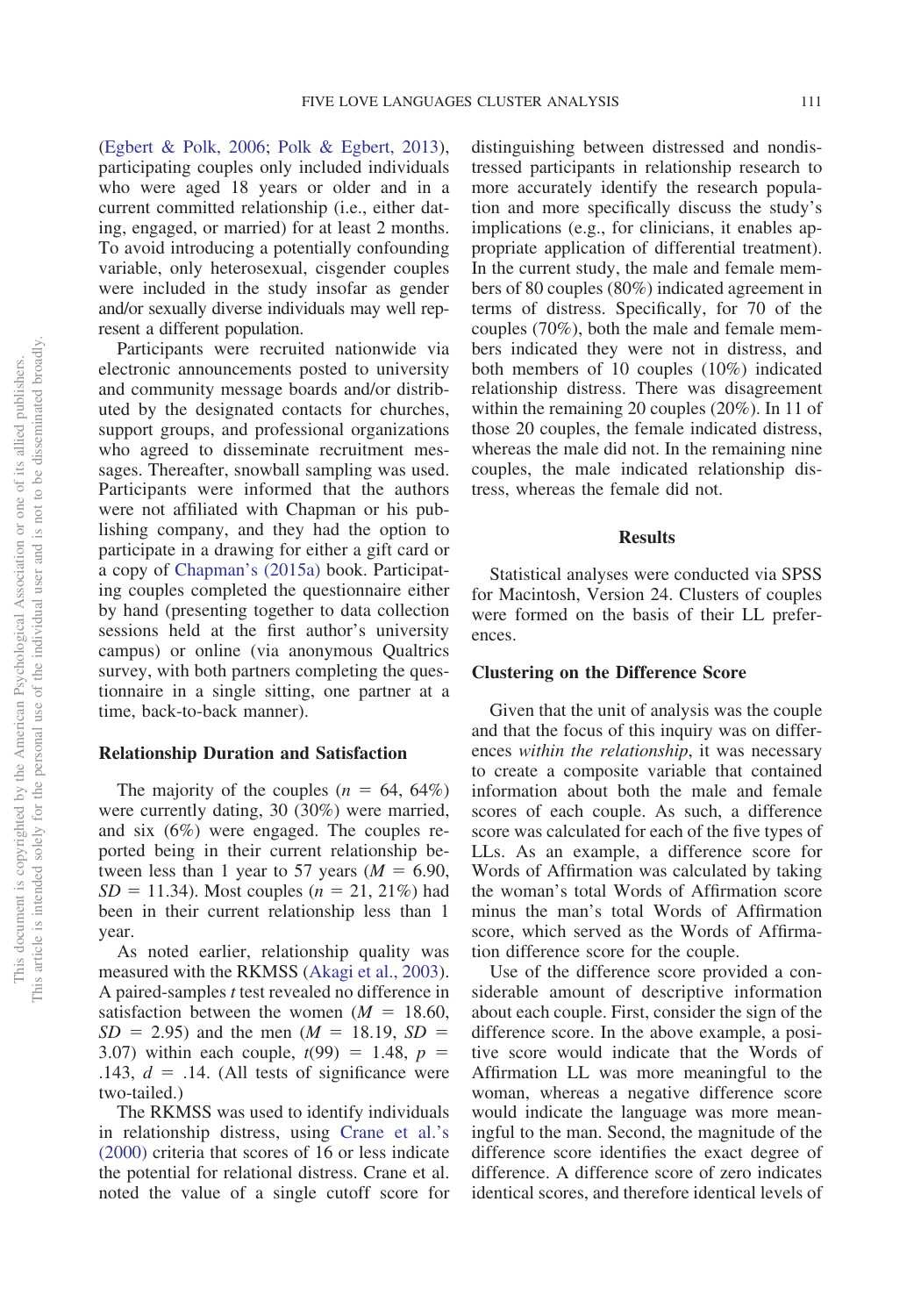(Egbert & Polk, 2006; Polk & Egbert, 2013), participating couples only included individuals who were aged 18 years or older and in a current committed relationship (i.e., either dating, engaged, or married) for at least 2 months. To avoid introducing a potentially confounding variable, only heterosexual, cisgender couples were included in the study insofar as gender and/or sexually diverse individuals may well represent a different population.

Participants were recruited nationwide via electronic announcements posted to university and community message boards and/or distributed by the designated contacts for churches, support groups, and professional organizations who agreed to disseminate recruitment messages. Thereafter, snowball sampling was used. Participants were informed that the authors were not affiliated with Chapman or his publishing company, and they had the option to participate in a drawing for either a gift card or a copy of Chapman's (2015a) book. Participating couples completed the questionnaire either by hand (presenting together to data collection sessions held at the first author's university campus) or online (via anonymous Qualtrics survey, with both partners completing the questionnaire in a single sitting, one partner at a time, back-to-back manner).

## Relationship Duration and Satisfaction

The majority of the couples ($n$ = 64, 64%) were currently dating, 30 (30%) were married, and six (6%) were engaged. The couples reported being in their current relationship between less than 1 year to 57 years ($M$ = 6.90, $SD$ = 11.34). Most couples ($n$ = 21, 21%) had been in their current relationship less than 1 year.

As noted earlier, relationship quality was measured with the RKMSS (Akagi et al., 2003). A paired-samples $t$ test revealed no difference in satisfaction between the women ($M$ = 18.60, $SD$ = 2.95) and the men ($M$ = 18.19, $SD$ = 3.07) within each couple, $t(99)$ = 1.48, $p$ = .143, $d$ = .14. (All tests of significance were two-tailed.)

The RKMSS was used to identify individuals in relationship distress, using Crane et al.'s (2000) criteria that scores of 16 or less indicate the potential for relational distress. Crane et al. noted the value of a single cutoff score for distinguishing between distressed and nondistressed participants in relationship research to more accurately identify the research population and more specifically discuss the study's implications (e.g., for clinicians, it enables appropriate application of differential treatment). In the current study, the male and female members of 80 couples (80%) indicated agreement in terms of distress. Specifically, for 70 of the couples (70%), both the male and female members indicated they were not in distress, and both members of 10 couples (10%) indicated relationship distress. There was disagreement within the remaining 20 couples (20%). In 11 of those 20 couples, the female indicated distress, whereas the male did not. In the remaining nine couples, the male indicated relationship distress, whereas the female did not.

# Results

Statistical analyses were conducted via SPSS for Macintosh, Version 24. Clusters of couples were formed on the basis of their LL preferences.

## Clustering on the Difference Score

Given that the unit of analysis was the couple and that the focus of this inquiry was on differences *within the relationship*, it was necessary to create a composite variable that contained information about both the male and female scores of each couple. As such, a difference score was calculated for each of the five types of LLs. As an example, a difference score for Words of Affirmation was calculated by taking the woman's total Words of Affirmation score minus the man's total Words of Affirmation score, which served as the Words of Affirmation difference score for the couple.

Use of the difference score provided a considerable amount of descriptive information about each couple. First, consider the sign of the difference score. In the above example, a positive score would indicate that the Words of Affirmation LL was more meaningful to the woman, whereas a negative difference score would indicate the language was more meaningful to the man. Second, the magnitude of the difference score identifies the exact degree of difference. A difference score of zero indicates identical scores, and therefore identical levels of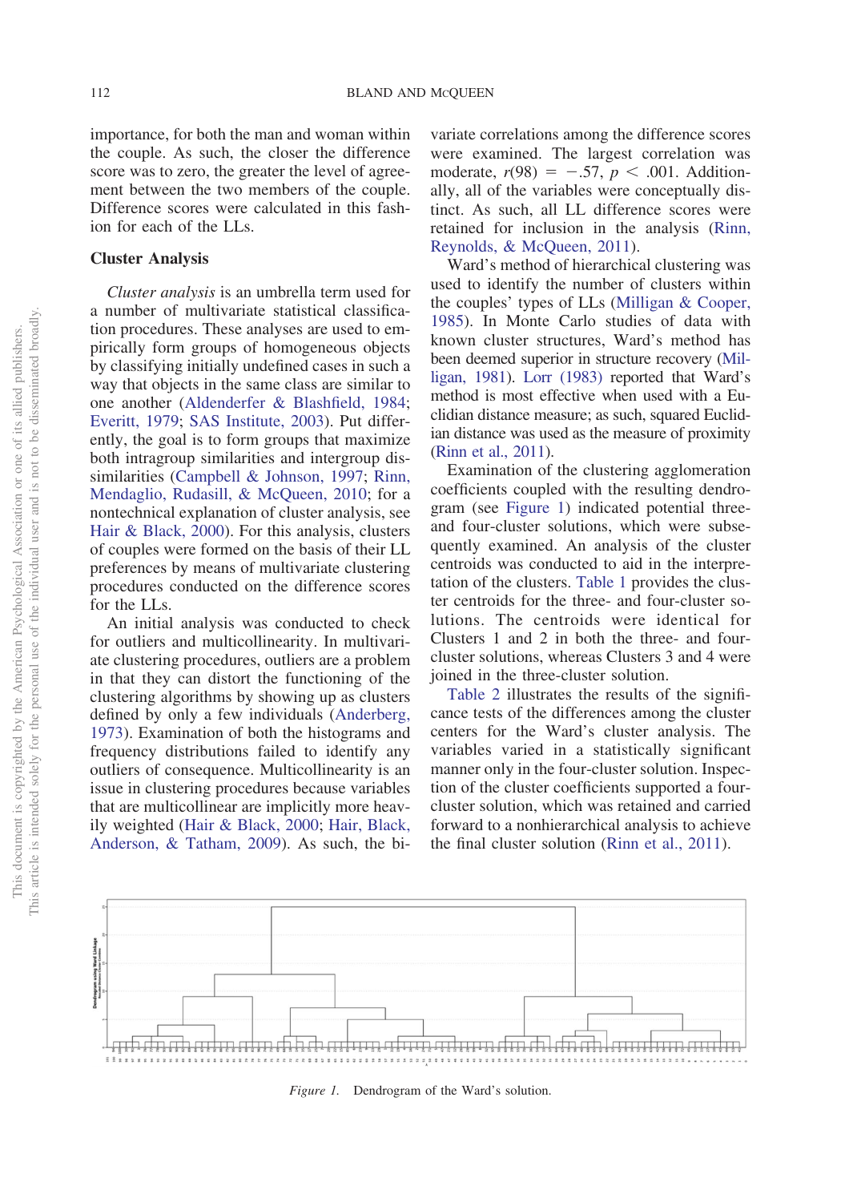importance, for both the man and woman within the couple. As such, the closer the difference score was to zero, the greater the level of agreement between the two members of the couple. Difference scores were calculated in this fashion for each of the LLs.

### Cluster Analysis

*Cluster analysis* is an umbrella term used for a number of multivariate statistical classification procedures. These analyses are used to empirically form groups of homogeneous objects by classifying initially undefined cases in such a way that objects in the same class are similar to one another (Aldenderfer & Blashfield, 1984; Everitt, 1979; SAS Institute, 2003). Put differently, the goal is to form groups that maximize both intragroup similarities and intergroup dissimilarities (Campbell & Johnson, 1997; Rinn, Mendaglio, Rudasill, & McQueen, 2010; for a nontechnical explanation of cluster analysis, see Hair & Black, 2000). For this analysis, clusters of couples were formed on the basis of their LL preferences by means of multivariate clustering procedures conducted on the difference scores for the LLs.

An initial analysis was conducted to check for outliers and multicollinearity. In multivariate clustering procedures, outliers are a problem in that they can distort the functioning of the clustering algorithms by showing up as clusters defined by only a few individuals (Anderberg, 1973). Examination of both the histograms and frequency distributions failed to identify any outliers of consequence. Multicollinearity is an issue in clustering procedures because variables that are multicollinear are implicitly more heavily weighted (Hair & Black, 2000; Hair, Black, Anderson, & Tatham, 2009). As such, the bivariate correlations among the difference scores were examined. The largest correlation was moderate, $r(98) = -.57$, $p < .001$. Additionally, all of the variables were conceptually distinct. As such, all LL difference scores were retained for inclusion in the analysis (Rinn, Reynolds, & McQueen, 2011).

Ward's method of hierarchical clustering was used to identify the number of clusters within the couples' types of LLs (Milligan & Cooper, 1985). In Monte Carlo studies of data with known cluster structures, Ward's method has been deemed superior in structure recovery (Milligan, 1981). Lorr (1983) reported that Ward's method is most effective when used with a Euclidian distance measure; as such, squared Euclidian distance was used as the measure of proximity (Rinn et al., 2011).

Examination of the clustering agglomeration coefficients coupled with the resulting dendrogram (see Figure 1) indicated potential three- and four-cluster solutions, which were subsequently examined. An analysis of the cluster centroids was conducted to aid in the interpretation of the clusters. Table 1 provides the cluster centroids for the three- and four-cluster solutions. The centroids were identical for Clusters 1 and 2 in both the three- and four-cluster solutions, whereas Clusters 3 and 4 were joined in the three-cluster solution.

Table 2 illustrates the results of the significance tests of the differences among the cluster centers for the Ward's cluster analysis. The variables varied in a statistically significant manner only in the four-cluster solution. Inspection of the cluster coefficients supported a four-cluster solution, which was retained and carried forward to a nonhierarchical analysis to achieve the final cluster solution (Rinn et al., 2011).

*Figure 1.* Dendrogram of the Ward's solution.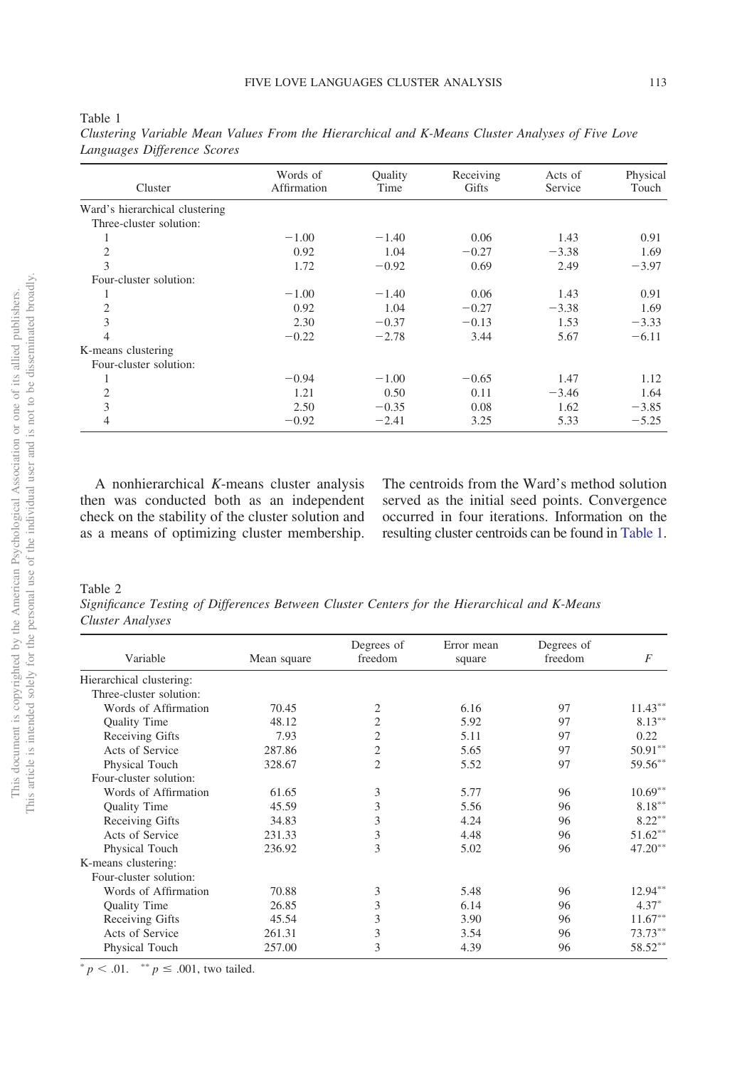Table 1

*Clustering Variable Mean Values From the Hierarchical and K-Means Cluster Analyses of Five Love Languages Difference Scores*

| Cluster | Words of Affirmation | Quality Time | Receiving Gifts | Acts of Service | Physical Touch |
|---|---|---|---|---|---|
| Ward's hierarchical clustering | | | | | |
| Three-cluster solution: | | | | | |
| 1 | −1.00 | −1.40 | 0.06 | 1.43 | 0.91 |
| 2 | 0.92 | 1.04 | −0.27 | −3.38 | 1.69 |
| 3 | 1.72 | −0.92 | 0.69 | 2.49 | −3.97 |
| Four-cluster solution: | | | | | |
| 1 | −1.00 | −1.40 | 0.06 | 1.43 | 0.91 |
| 2 | 0.92 | 1.04 | −0.27 | −3.38 | 1.69 |
| 3 | 2.30 | −0.37 | −0.13 | 1.53 | −3.33 |
| 4 | −0.22 | −2.78 | 3.44 | 5.67 | −6.11 |
| K-means clustering | | | | | |
| Four-cluster solution: | | | | | |
| 1 | −0.94 | −1.00 | −0.65 | 1.47 | 1.12 |
| 2 | 1.21 | 0.50 | 0.11 | −3.46 | 1.64 |
| 3 | 2.50 | −0.35 | 0.08 | 1.62 | −3.85 |
| 4 | −0.92 | −2.41 | 3.25 | 5.33 | −5.25 |

A nonhierarchical *K*-means cluster analysis then was conducted both as an independent check on the stability of the cluster solution and as a means of optimizing cluster membership. The centroids from the Ward's method solution served as the initial seed points. Convergence occurred in four iterations. Information on the resulting cluster centroids can be found in Table 1.

Table 2

*Significance Testing of Differences Between Cluster Centers for the Hierarchical and K-Means Cluster Analyses*

| Variable | Mean square | Degrees of freedom | Error mean square | Degrees of freedom | *F* |
|---|---|---|---|---|---|
| Hierarchical clustering: | | | | | |
| Three-cluster solution: | | | | | |
| Words of Affirmation | 70.45 | 2 | 6.16 | 97 | 11.43** |
| Quality Time | 48.12 | 2 | 5.92 | 97 | 8.13** |
| Receiving Gifts | 7.93 | 2 | 5.11 | 97 | 0.22 |
| Acts of Service | 287.86 | 2 | 5.65 | 97 | 50.91** |
| Physical Touch | 328.67 | 2 | 5.52 | 97 | 59.56** |
| Four-cluster solution: | | | | | |
| Words of Affirmation | 61.65 | 3 | 5.77 | 96 | 10.69** |
| Quality Time | 45.59 | 3 | 5.56 | 96 | 8.18** |
| Receiving Gifts | 34.83 | 3 | 4.24 | 96 | 8.22** |
| Acts of Service | 231.33 | 3 | 4.48 | 96 | 51.62** |
| Physical Touch | 236.92 | 3 | 5.02 | 96 | 47.20** |
| K-means clustering: | | | | | |
| Four-cluster solution: | | | | | |
| Words of Affirmation | 70.88 | 3 | 5.48 | 96 | 12.94** |
| Quality Time | 26.85 | 3 | 6.14 | 96 | 4.37* |
| Receiving Gifts | 45.54 | 3 | 3.90 | 96 | 11.67** |
| Acts of Service | 261.31 | 3 | 3.54 | 96 | 73.73** |
| Physical Touch | 257.00 | 3 | 4.39 | 96 | 58.52** |

* $p < .01$. ** $p \leq .001$, two tailed.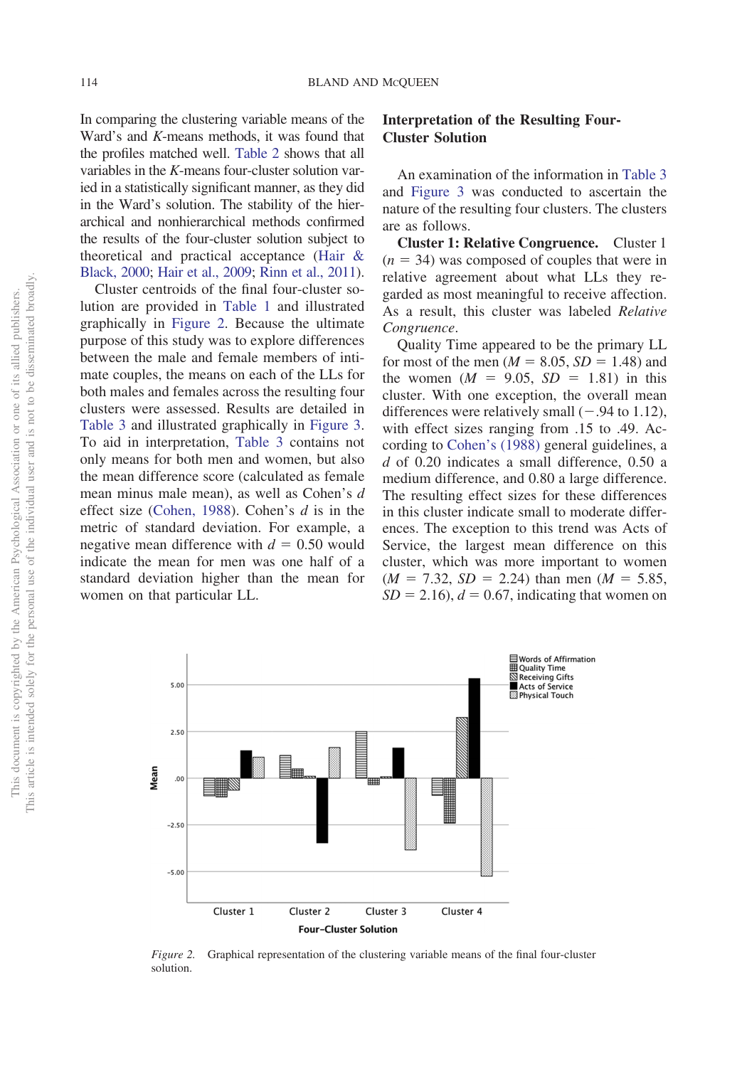In comparing the clustering variable means of the Ward's and *K*-means methods, it was found that the profiles matched well. Table 2 shows that all variables in the *K*-means four-cluster solution varied in a statistically significant manner, as they did in the Ward's solution. The stability of the hierarchical and nonhierarchical methods confirmed the results of the four-cluster solution subject to theoretical and practical acceptance (Hair & Black, 2000; Hair et al., 2009; Rinn et al., 2011).

Cluster centroids of the final four-cluster solution are provided in Table 1 and illustrated graphically in Figure 2. Because the ultimate purpose of this study was to explore differences between the male and female members of intimate couples, the means on each of the LLs for both males and females across the resulting four clusters were assessed. Results are detailed in Table 3 and illustrated graphically in Figure 3. To aid in interpretation, Table 3 contains not only means for both men and women, but also the mean difference score (calculated as female mean minus male mean), as well as Cohen's *d* effect size (Cohen, 1988). Cohen's *d* is in the metric of standard deviation. For example, a negative mean difference with $d = 0.50$ would indicate the mean for men was one half of a standard deviation higher than the mean for women on that particular LL.

## Interpretation of the Resulting Four-Cluster Solution

An examination of the information in Table 3 and Figure 3 was conducted to ascertain the nature of the resulting four clusters. The clusters are as follows.

**Cluster 1: Relative Congruence.** Cluster 1 ($n = 34$) was composed of couples that were in relative agreement about what LLs they regarded as most meaningful to receive affection. As a result, this cluster was labeled *Relative Congruence*.

Quality Time appeared to be the primary LL for most of the men ($M = 8.05$, $SD = 1.48$) and the women ($M = 9.05$, $SD = 1.81$) in this cluster. With one exception, the overall mean differences were relatively small (−.94 to 1.12), with effect sizes ranging from .15 to .49. According to Cohen's (1988) general guidelines, a *d* of 0.20 indicates a small difference, 0.50 a medium difference, and 0.80 a large difference. The resulting effect sizes for these differences in this cluster indicate small to moderate differences. The exception to this trend was Acts of Service, the largest mean difference on this cluster, which was more important to women ($M = 7.32$, $SD = 2.24$) than men ($M = 5.85$, $SD = 2.16$), $d = 0.67$, indicating that women on

*Figure 2.* Graphical representation of the clustering variable means of the final four-cluster solution.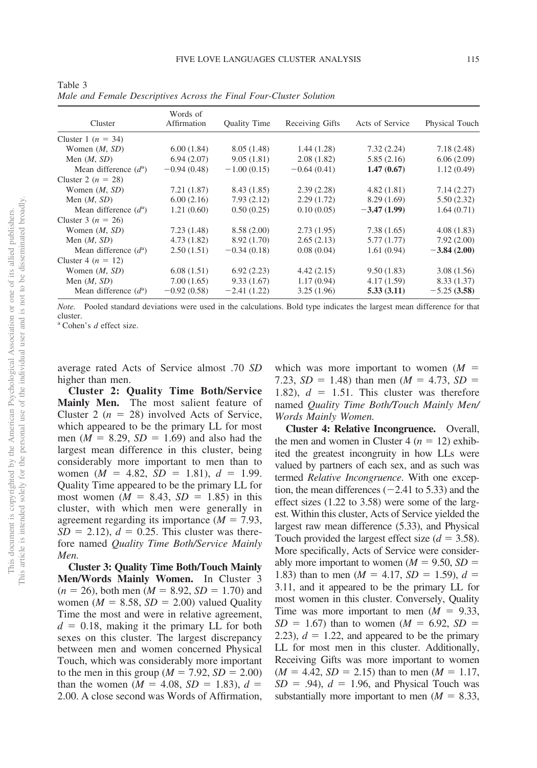Table 3
*Male and Female Descriptives Across the Final Four-Cluster Solution*

| Cluster | Words of Affirmation | Quality Time | Receiving Gifts | Acts of Service | Physical Touch |
|---|---|---|---|---|---|
| Cluster 1 ($n$ = 34) | | | | | |
| Women ($M$, $SD$) | 6.00 (1.84) | 8.05 (1.48) | 1.44 (1.28) | 7.32 (2.24) | 7.18 (2.48) |
| Men ($M$, $SD$) | 6.94 (2.07) | 9.05 (1.81) | 2.08 (1.82) | 5.85 (2.16) | 6.06 (2.09) |
| Mean difference ($d$[a]) | −0.94 (0.48) | −1.00 (0.15) | −0.64 (0.41) | **1.47 (0.67)** | 1.12 (0.49) |
| Cluster 2 ($n$ = 28) | | | | | |
| Women ($M$, $SD$) | 7.21 (1.87) | 8.43 (1.85) | 2.39 (2.28) | 4.82 (1.81) | 7.14 (2.27) |
| Men ($M$, $SD$) | 6.00 (2.16) | 7.93 (2.12) | 2.29 (1.72) | 8.29 (1.69) | 5.50 (2.32) |
| Mean difference ($d$[a]) | 1.21 (0.60) | 0.50 (0.25) | 0.10 (0.05) | **−3.47 (1.99)** | 1.64 (0.71) |
| Cluster 3 ($n$ = 26) | | | | | |
| Women ($M$, $SD$) | 7.23 (1.48) | 8.58 (2.00) | 2.73 (1.95) | 7.38 (1.65) | 4.08 (1.83) |
| Men ($M$, $SD$) | 4.73 (1.82) | 8.92 (1.70) | 2.65 (2.13) | 5.77 (1.77) | 7.92 (2.00) |
| Mean difference ($d$[a]) | 2.50 (1.51) | −0.34 (0.18) | 0.08 (0.04) | 1.61 (0.94) | **−3.84 (2.00)** |
| Cluster 4 ($n$ = 12) | | | | | |
| Women ($M$, $SD$) | 6.08 (1.51) | 6.92 (2.23) | 4.42 (2.15) | 9.50 (1.83) | 3.08 (1.56) |
| Men ($M$, $SD$) | 7.00 (1.65) | 9.33 (1.67) | 1.17 (0.94) | 4.17 (1.59) | 8.33 (1.37) |
| Mean difference ($d$[a]) | −0.92 (0.58) | −2.41 (1.22) | 3.25 (1.96) | **5.33 (3.11)** | −5.25 **(3.58)** |

*Note.* Pooled standard deviations were used in the calculations. Bold type indicates the largest mean difference for that cluster.
[a] Cohen's $d$ effect size.

average rated Acts of Service almost .70 *SD* higher than men.

**Cluster 2: Quality Time Both/Service Mainly Men.** The most salient feature of Cluster 2 ($n$ = 28) involved Acts of Service, which appeared to be the primary LL for most men ($M$ = 8.29, $SD$ = 1.69) and also had the largest mean difference in this cluster, being considerably more important to men than to women ($M$ = 4.82, $SD$ = 1.81), $d$ = 1.99. Quality Time appeared to be the primary LL for most women ($M$ = 8.43, $SD$ = 1.85) in this cluster, with which men were generally in agreement regarding its importance ($M$ = 7.93, $SD$ = 2.12), $d$ = 0.25. This cluster was therefore named *Quality Time Both/Service Mainly Men.*

**Cluster 3: Quality Time Both/Touch Mainly Men/Words Mainly Women.** In Cluster 3 ($n$ = 26), both men ($M$ = 8.92, $SD$ = 1.70) and women ($M$ = 8.58, $SD$ = 2.00) valued Quality Time the most and were in relative agreement, $d$ = 0.18, making it the primary LL for both sexes on this cluster. The largest discrepancy between men and women concerned Physical Touch, which was considerably more important to the men in this group ($M$ = 7.92, $SD$ = 2.00) than the women ($M$ = 4.08, $SD$ = 1.83), $d$ = 2.00. A close second was Words of Affirmation, which was more important to women ($M$ = 7.23, $SD$ = 1.48) than men ($M$ = 4.73, $SD$ = 1.82), $d$ = 1.51. This cluster was therefore named *Quality Time Both/Touch Mainly Men/Words Mainly Women.*

**Cluster 4: Relative Incongruence.** Overall, the men and women in Cluster 4 ($n$ = 12) exhibited the greatest incongruity in how LLs were valued by partners of each sex, and as such was termed *Relative Incongruence*. With one exception, the mean differences (−2.41 to 5.33) and the effect sizes (1.22 to 3.58) were some of the largest. Within this cluster, Acts of Service yielded the largest raw mean difference (5.33), and Physical Touch provided the largest effect size ($d$ = 3.58). More specifically, Acts of Service were considerably more important to women ($M$ = 9.50, $SD$ = 1.83) than to men ($M$ = 4.17, $SD$ = 1.59), $d$ = 3.11, and it appeared to be the primary LL for most women in this cluster. Conversely, Quality Time was more important to men ($M$ = 9.33, $SD$ = 1.67) than to women ($M$ = 6.92, $SD$ = 2.23), $d$ = 1.22, and appeared to be the primary LL for most men in this cluster. Additionally, Receiving Gifts was more important to women ($M$ = 4.42, $SD$ = 2.15) than to men ($M$ = 1.17, $SD$ = .94), $d$ = 1.96, and Physical Touch was substantially more important to men ($M$ = 8.33,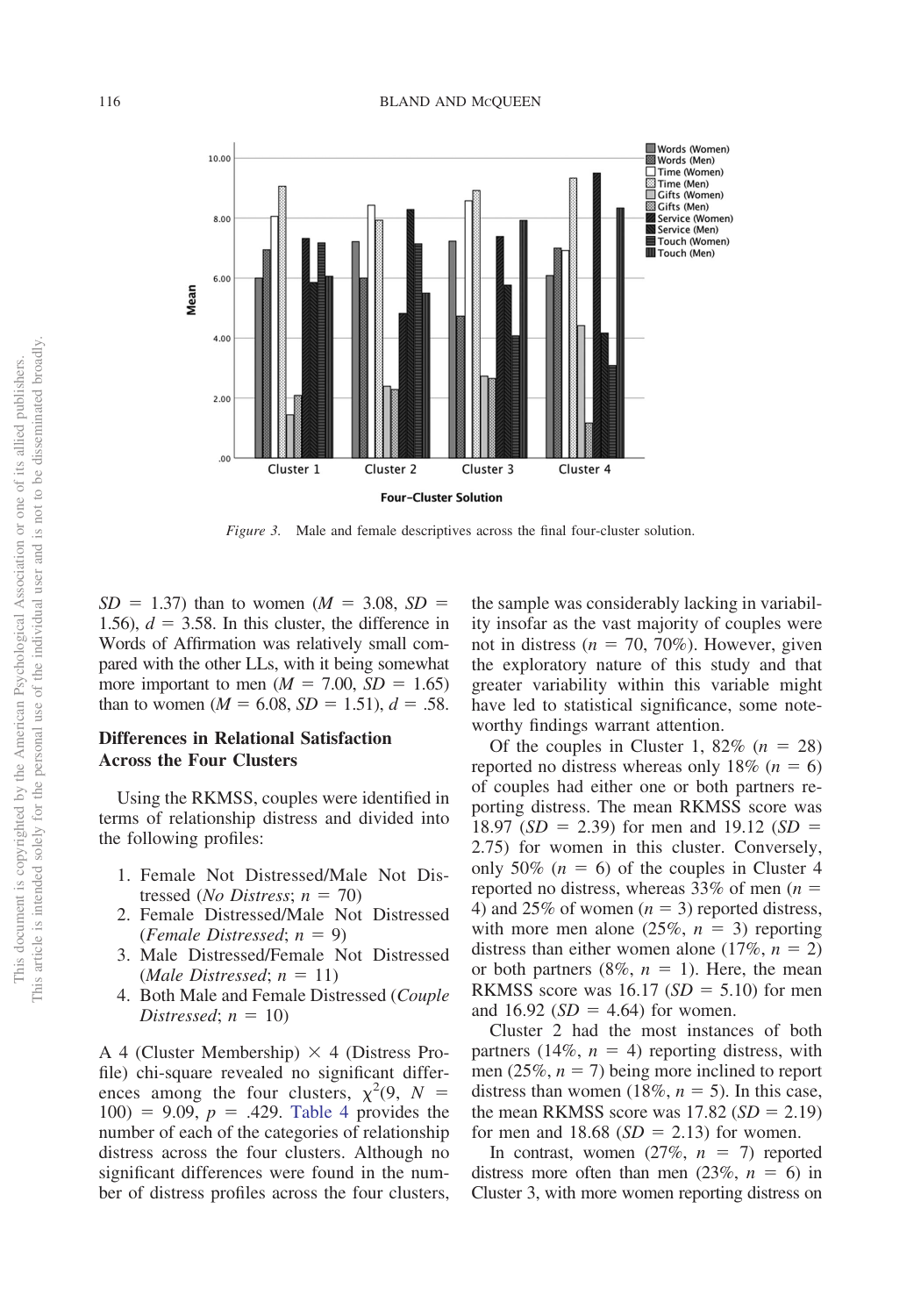*Figure 3.* Male and female descriptives across the final four-cluster solution.

$SD$ = 1.37) than to women ($M$ = 3.08, $SD$ = 1.56), $d$ = 3.58. In this cluster, the difference in Words of Affirmation was relatively small compared with the other LLs, with it being somewhat more important to men ($M$ = 7.00, $SD$ = 1.65) than to women ($M$ = 6.08, $SD$ = 1.51), $d$ = .58.

## Differences in Relational Satisfaction Across the Four Clusters

Using the RKMSS, couples were identified in terms of relationship distress and divided into the following profiles:

1. Female Not Distressed/Male Not Distressed (*No Distress*; $n$ = 70)
2. Female Distressed/Male Not Distressed (*Female Distressed*; $n$ = 9)
3. Male Distressed/Female Not Distressed (*Male Distressed*; $n$ = 11)
4. Both Male and Female Distressed (*Couple Distressed*; $n$ = 10)

A 4 (Cluster Membership) × 4 (Distress Profile) chi-square revealed no significant differences among the four clusters, $\chi^2(9, N = 100) = 9.09$, $p$ = .429. Table 4 provides the number of each of the categories of relationship distress across the four clusters. Although no significant differences were found in the number of distress profiles across the four clusters, the sample was considerably lacking in variability insofar as the vast majority of couples were not in distress ($n$ = 70, 70%). However, given the exploratory nature of this study and that greater variability within this variable might have led to statistical significance, some noteworthy findings warrant attention.

Of the couples in Cluster 1, 82% ($n$ = 28) reported no distress whereas only 18% ($n$ = 6) of couples had either one or both partners reporting distress. The mean RKMSS score was 18.97 ($SD$ = 2.39) for men and 19.12 ($SD$ = 2.75) for women in this cluster. Conversely, only 50% ($n$ = 6) of the couples in Cluster 4 reported no distress, whereas 33% of men ($n$ = 4) and 25% of women ($n$ = 3) reported distress, with more men alone (25%, $n$ = 3) reporting distress than either women alone (17%, $n$ = 2) or both partners (8%, $n$ = 1). Here, the mean RKMSS score was 16.17 ($SD$ = 5.10) for men and 16.92 ($SD$ = 4.64) for women.

Cluster 2 had the most instances of both partners (14%, $n$ = 4) reporting distress, with men (25%, $n$ = 7) being more inclined to report distress than women (18%, $n$ = 5). In this case, the mean RKMSS score was 17.82 ($SD$ = 2.19) for men and 18.68 ($SD$ = 2.13) for women.

In contrast, women (27%, $n$ = 7) reported distress more often than men (23%, $n$ = 6) in Cluster 3, with more women reporting distress on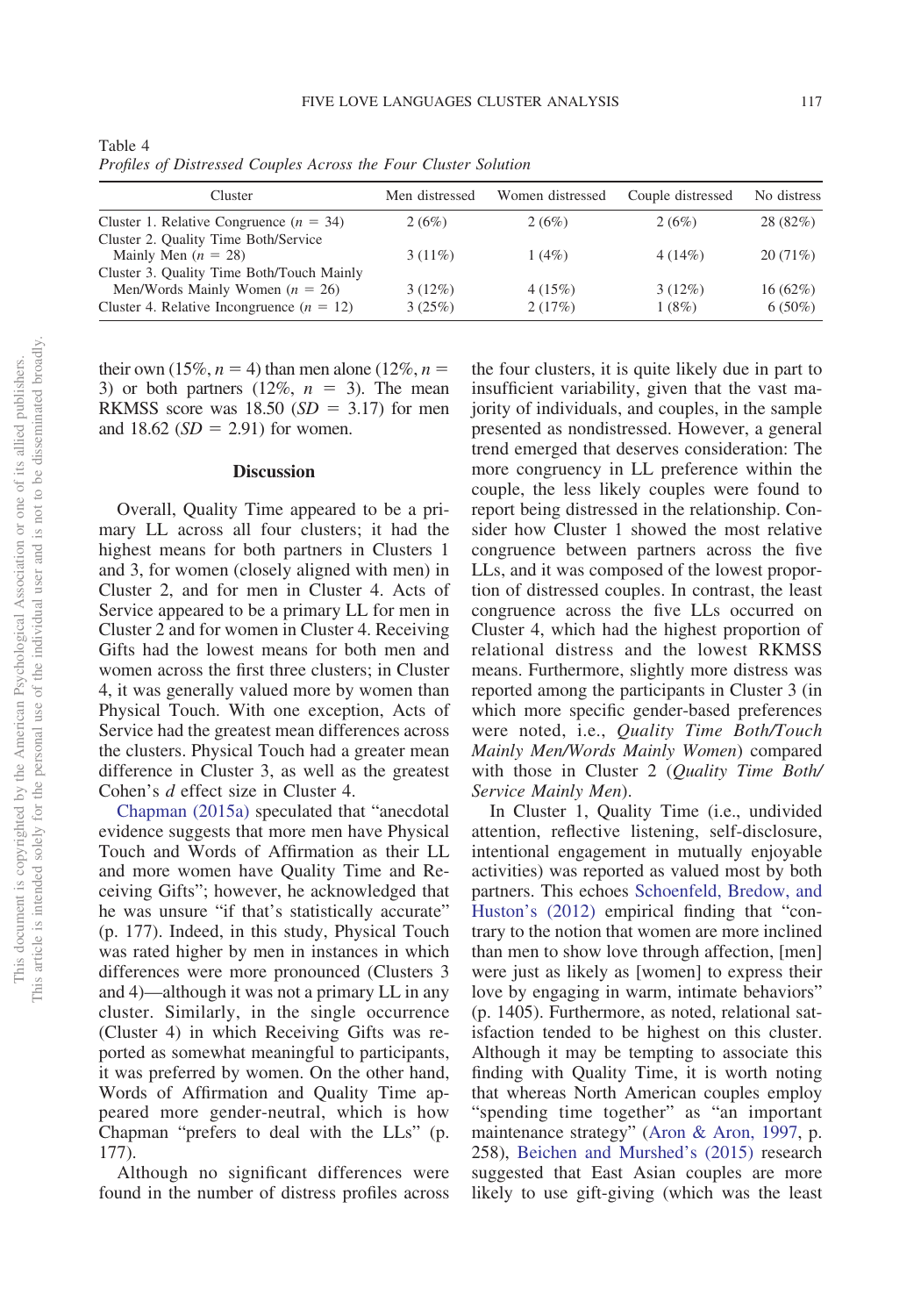Table 4
*Profiles of Distressed Couples Across the Four Cluster Solution*

| Cluster | Men distressed | Women distressed | Couple distressed | No distress |
|---|---|---|---|---|
| Cluster 1. Relative Congruence ($n$ = 34) | 2 (6%) | 2 (6%) | 2 (6%) | 28 (82%) |
| Cluster 2. Quality Time Both/Service Mainly Men ($n$ = 28) | 3 (11%) | 1 (4%) | 4 (14%) | 20 (71%) |
| Cluster 3. Quality Time Both/Touch Mainly Men/Words Mainly Women ($n$ = 26) | 3 (12%) | 4 (15%) | 3 (12%) | 16 (62%) |
| Cluster 4. Relative Incongruence ($n$ = 12) | 3 (25%) | 2 (17%) | 1 (8%) | 6 (50%) |

their own (15%, $n$ = 4) than men alone (12%, $n$ = 3) or both partners (12%, $n$ = 3). The mean RKMSS score was 18.50 ($SD$ = 3.17) for men and 18.62 ($SD$ = 2.91) for women.

## Discussion

Overall, Quality Time appeared to be a primary LL across all four clusters; it had the highest means for both partners in Clusters 1 and 3, for women (closely aligned with men) in Cluster 2, and for men in Cluster 4. Acts of Service appeared to be a primary LL for men in Cluster 2 and for women in Cluster 4. Receiving Gifts had the lowest means for both men and women across the first three clusters; in Cluster 4, it was generally valued more by women than Physical Touch. With one exception, Acts of Service had the greatest mean differences across the clusters. Physical Touch had a greater mean difference in Cluster 3, as well as the greatest Cohen's $d$ effect size in Cluster 4.

Chapman (2015a) speculated that "anecdotal evidence suggests that more men have Physical Touch and Words of Affirmation as their LL and more women have Quality Time and Receiving Gifts"; however, he acknowledged that he was unsure "if that's statistically accurate" (p. 177). Indeed, in this study, Physical Touch was rated higher by men in instances in which differences were more pronounced (Clusters 3 and 4)—although it was not a primary LL in any cluster. Similarly, in the single occurrence (Cluster 4) in which Receiving Gifts was reported as somewhat meaningful to participants, it was preferred by women. On the other hand, Words of Affirmation and Quality Time appeared more gender-neutral, which is how Chapman "prefers to deal with the LLs" (p. 177).

Although no significant differences were found in the number of distress profiles across the four clusters, it is quite likely due in part to insufficient variability, given that the vast majority of individuals, and couples, in the sample presented as nondistressed. However, a general trend emerged that deserves consideration: The more congruency in LL preference within the couple, the less likely couples were found to report being distressed in the relationship. Consider how Cluster 1 showed the most relative congruence between partners across the five LLs, and it was composed of the lowest proportion of distressed couples. In contrast, the least congruence across the five LLs occurred on Cluster 4, which had the highest proportion of relational distress and the lowest RKMSS means. Furthermore, slightly more distress was reported among the participants in Cluster 3 (in which more specific gender-based preferences were noted, i.e., *Quality Time Both/Touch Mainly Men/Words Mainly Women*) compared with those in Cluster 2 (*Quality Time Both/Service Mainly Men*).

In Cluster 1, Quality Time (i.e., undivided attention, reflective listening, self-disclosure, intentional engagement in mutually enjoyable activities) was reported as valued most by both partners. This echoes Schoenfeld, Bredow, and Huston's (2012) empirical finding that "contrary to the notion that women are more inclined than men to show love through affection, [men] were just as likely as [women] to express their love by engaging in warm, intimate behaviors" (p. 1405). Furthermore, as noted, relational satisfaction tended to be highest on this cluster. Although it may be tempting to associate this finding with Quality Time, it is worth noting that whereas North American couples employ "spending time together" as "an important maintenance strategy" (Aron & Aron, 1997, p. 258), Beichen and Murshed's (2015) research suggested that East Asian couples are more likely to use gift-giving (which was the least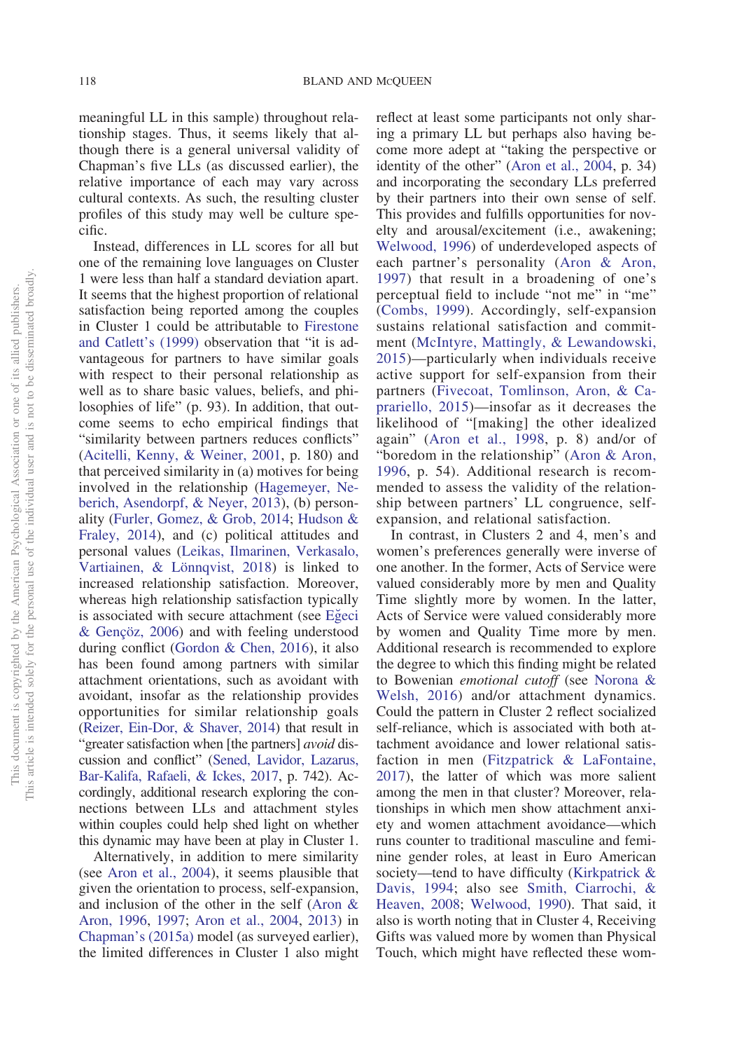meaningful LL in this sample) throughout relationship stages. Thus, it seems likely that although there is a general universal validity of Chapman's five LLs (as discussed earlier), the relative importance of each may vary across cultural contexts. As such, the resulting cluster profiles of this study may well be culture specific.

Instead, differences in LL scores for all but one of the remaining love languages on Cluster 1 were less than half a standard deviation apart. It seems that the highest proportion of relational satisfaction being reported among the couples in Cluster 1 could be attributable to Firestone and Catlett's (1999) observation that "it is advantageous for partners to have similar goals with respect to their personal relationship as well as to share basic values, beliefs, and philosophies of life" (p. 93). In addition, that outcome seems to echo empirical findings that "similarity between partners reduces conflicts" (Acitelli, Kenny, & Weiner, 2001, p. 180) and that perceived similarity in (a) motives for being involved in the relationship (Hagemeyer, Neberich, Asendorpf, & Neyer, 2013), (b) personality (Furler, Gomez, & Grob, 2014; Hudson & Fraley, 2014), and (c) political attitudes and personal values (Leikas, Ilmarinen, Verkasalo, Vartiainen, & Lönnqvist, 2018) is linked to increased relationship satisfaction. Moreover, whereas high relationship satisfaction typically is associated with secure attachment (see Eğeci & Gençöz, 2006) and with feeling understood during conflict (Gordon & Chen, 2016), it also has been found among partners with similar attachment orientations, such as avoidant with avoidant, insofar as the relationship provides opportunities for similar relationship goals (Reizer, Ein-Dor, & Shaver, 2014) that result in "greater satisfaction when [the partners] *avoid* discussion and conflict" (Sened, Lavidor, Lazarus, Bar-Kalifa, Rafaeli, & Ickes, 2017, p. 742). Accordingly, additional research exploring the connections between LLs and attachment styles within couples could help shed light on whether this dynamic may have been at play in Cluster 1.

Alternatively, in addition to mere similarity (see Aron et al., 2004), it seems plausible that given the orientation to process, self-expansion, and inclusion of the other in the self (Aron & Aron, 1996, 1997; Aron et al., 2004, 2013) in Chapman's (2015a) model (as surveyed earlier), the limited differences in Cluster 1 also might reflect at least some participants not only sharing a primary LL but perhaps also having become more adept at "taking the perspective or identity of the other" (Aron et al., 2004, p. 34) and incorporating the secondary LLs preferred by their partners into their own sense of self. This provides and fulfills opportunities for novelty and arousal/excitement (i.e., awakening; Welwood, 1996) of underdeveloped aspects of each partner's personality (Aron & Aron, 1997) that result in a broadening of one's perceptual field to include "not me" in "me" (Combs, 1999). Accordingly, self-expansion sustains relational satisfaction and commitment (McIntyre, Mattingly, & Lewandowski, 2015)—particularly when individuals receive active support for self-expansion from their partners (Fivecoat, Tomlinson, Aron, & Caprariello, 2015)—insofar as it decreases the likelihood of "[making] the other idealized again" (Aron et al., 1998, p. 8) and/or of "boredom in the relationship" (Aron & Aron, 1996, p. 54). Additional research is recommended to assess the validity of the relationship between partners' LL congruence, self-expansion, and relational satisfaction.

In contrast, in Clusters 2 and 4, men's and women's preferences generally were inverse of one another. In the former, Acts of Service were valued considerably more by men and Quality Time slightly more by women. In the latter, Acts of Service were valued considerably more by women and Quality Time more by men. Additional research is recommended to explore the degree to which this finding might be related to Bowenian *emotional cutoff* (see Norona & Welsh, 2016) and/or attachment dynamics. Could the pattern in Cluster 2 reflect socialized self-reliance, which is associated with both attachment avoidance and lower relational satisfaction in men (Fitzpatrick & LaFontaine, 2017), the latter of which was more salient among the men in that cluster? Moreover, relationships in which men show attachment anxiety and women attachment avoidance—which runs counter to traditional masculine and feminine gender roles, at least in Euro American society—tend to have difficulty (Kirkpatrick & Davis, 1994; also see Smith, Ciarrochi, & Heaven, 2008; Welwood, 1990). That said, it also is worth noting that in Cluster 4, Receiving Gifts was valued more by women than Physical Touch, which might have reflected these wom-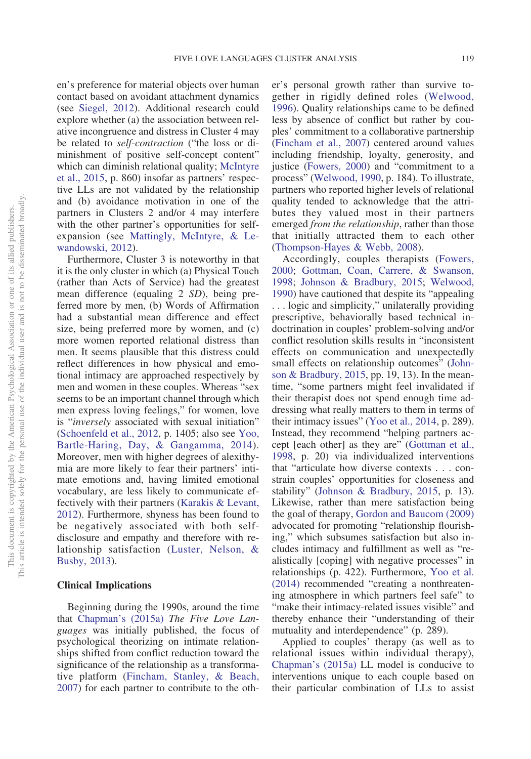en's preference for material objects over human contact based on avoidant attachment dynamics (see Siegel, 2012). Additional research could explore whether (a) the association between relative incongruence and distress in Cluster 4 may be related to *self-contraction* ("the loss or diminishment of positive self-concept content" which can diminish relational quality; McIntyre et al., 2015, p. 860) insofar as partners' respective LLs are not validated by the relationship and (b) avoidance motivation in one of the partners in Clusters 2 and/or 4 may interfere with the other partner's opportunities for self-expansion (see Mattingly, McIntyre, & Lewandowski, 2012).

Furthermore, Cluster 3 is noteworthy in that it is the only cluster in which (a) Physical Touch (rather than Acts of Service) had the greatest mean difference (equaling 2 *SD*), being preferred more by men, (b) Words of Affirmation had a substantial mean difference and effect size, being preferred more by women, and (c) more women reported relational distress than men. It seems plausible that this distress could reflect differences in how physical and emotional intimacy are approached respectively by men and women in these couples. Whereas "sex seems to be an important channel through which men express loving feelings," for women, love is "*inversely* associated with sexual initiation" (Schoenfeld et al., 2012, p. 1405; also see Yoo, Bartle-Haring, Day, & Gangamma, 2014). Moreover, men with higher degrees of alexithymia are more likely to fear their partners' intimate emotions and, having limited emotional vocabulary, are less likely to communicate effectively with their partners (Karakis & Levant, 2012). Furthermore, shyness has been found to be negatively associated with both self-disclosure and empathy and therefore with relationship satisfaction (Luster, Nelson, & Busby, 2013).

## Clinical Implications

Beginning during the 1990s, around the time that Chapman's (2015a) *The Five Love Languages* was initially published, the focus of psychological theorizing on intimate relationships shifted from conflict reduction toward the significance of the relationship as a transformative platform (Fincham, Stanley, & Beach, 2007) for each partner to contribute to the other's personal growth rather than survive together in rigidly defined roles (Welwood, 1996). Quality relationships came to be defined less by absence of conflict but rather by couples' commitment to a collaborative partnership (Fincham et al., 2007) centered around values including friendship, loyalty, generosity, and justice (Fowers, 2000) and "commitment to a process" (Welwood, 1990, p. 184). To illustrate, partners who reported higher levels of relational quality tended to acknowledge that the attributes they valued most in their partners emerged *from the relationship*, rather than those that initially attracted them to each other (Thompson-Hayes & Webb, 2008).

Accordingly, couples therapists (Fowers, 2000; Gottman, Coan, Carrere, & Swanson, 1998; Johnson & Bradbury, 2015; Welwood, 1990) have cautioned that despite its "appealing . . . logic and simplicity," unilaterally providing prescriptive, behaviorally based technical indoctrination in couples' problem-solving and/or conflict resolution skills results in "inconsistent effects on communication and unexpectedly small effects on relationship outcomes" (Johnson & Bradbury, 2015, pp. 19, 13). In the meantime, "some partners might feel invalidated if their therapist does not spend enough time addressing what really matters to them in terms of their intimacy issues" (Yoo et al., 2014, p. 289). Instead, they recommend "helping partners accept [each other] as they are" (Gottman et al., 1998, p. 20) via individualized interventions that "articulate how diverse contexts . . . constrain couples' opportunities for closeness and stability" (Johnson & Bradbury, 2015, p. 13). Likewise, rather than mere satisfaction being the goal of therapy, Gordon and Baucom (2009) advocated for promoting "relationship flourishing," which subsumes satisfaction but also includes intimacy and fulfillment as well as "realistically [coping] with negative processes" in relationships (p. 422). Furthermore, Yoo et al. (2014) recommended "creating a nonthreatening atmosphere in which partners feel safe" to "make their intimacy-related issues visible" and thereby enhance their "understanding of their mutuality and interdependence" (p. 289).

Applied to couples' therapy (as well as to relational issues within individual therapy), Chapman's (2015a) LL model is conducive to interventions unique to each couple based on their particular combination of LLs to assist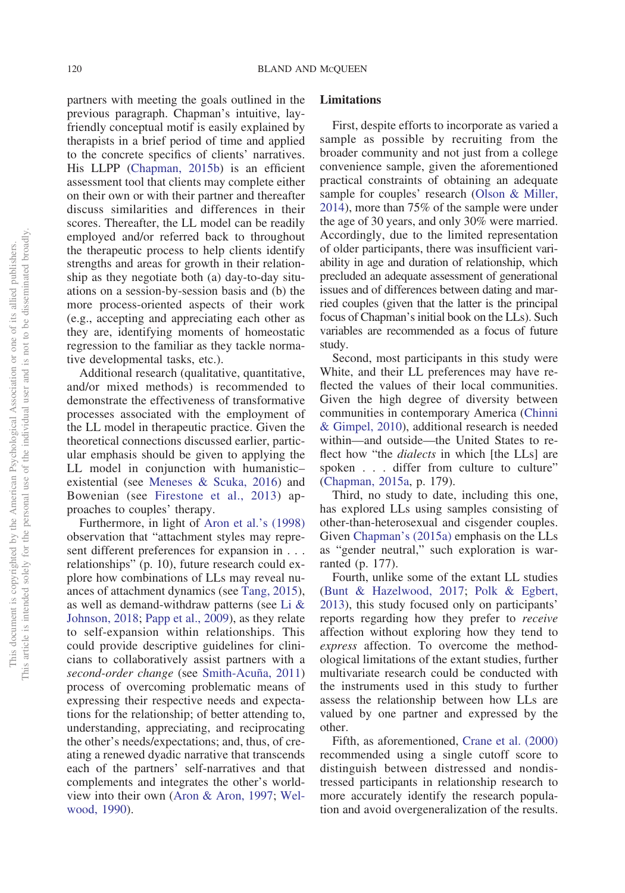partners with meeting the goals outlined in the previous paragraph. Chapman's intuitive, lay-friendly conceptual motif is easily explained by therapists in a brief period of time and applied to the concrete specifics of clients' narratives. His LLPP (Chapman, 2015b) is an efficient assessment tool that clients may complete either on their own or with their partner and thereafter discuss similarities and differences in their scores. Thereafter, the LL model can be readily employed and/or referred back to throughout the therapeutic process to help clients identify strengths and areas for growth in their relationship as they negotiate both (a) day-to-day situations on a session-by-session basis and (b) the more process-oriented aspects of their work (e.g., accepting and appreciating each other as they are, identifying moments of homeostatic regression to the familiar as they tackle normative developmental tasks, etc.).

Additional research (qualitative, quantitative, and/or mixed methods) is recommended to demonstrate the effectiveness of transformative processes associated with the employment of the LL model in therapeutic practice. Given the theoretical connections discussed earlier, particular emphasis should be given to applying the LL model in conjunction with humanistic–existential (see Meneses & Scuka, 2016) and Bowenian (see Firestone et al., 2013) approaches to couples' therapy.

Furthermore, in light of Aron et al.'s (1998) observation that "attachment styles may represent different preferences for expansion in . . . relationships" (p. 10), future research could explore how combinations of LLs may reveal nuances of attachment dynamics (see Tang, 2015), as well as demand-withdraw patterns (see Li & Johnson, 2018; Papp et al., 2009), as they relate to self-expansion within relationships. This could provide descriptive guidelines for clinicians to collaboratively assist partners with a *second-order change* (see Smith-Acuña, 2011) process of overcoming problematic means of expressing their respective needs and expectations for the relationship; of better attending to, understanding, appreciating, and reciprocating the other's needs/expectations; and, thus, of creating a renewed dyadic narrative that transcends each of the partners' self-narratives and that complements and integrates the other's worldview into their own (Aron & Aron, 1997; Welwood, 1990).

## Limitations

First, despite efforts to incorporate as varied a sample as possible by recruiting from the broader community and not just from a college convenience sample, given the aforementioned practical constraints of obtaining an adequate sample for couples' research (Olson & Miller, 2014), more than 75% of the sample were under the age of 30 years, and only 30% were married. Accordingly, due to the limited representation of older participants, there was insufficient variability in age and duration of relationship, which precluded an adequate assessment of generational issues and of differences between dating and married couples (given that the latter is the principal focus of Chapman's initial book on the LLs). Such variables are recommended as a focus of future study.

Second, most participants in this study were White, and their LL preferences may have reflected the values of their local communities. Given the high degree of diversity between communities in contemporary America (Chinni & Gimpel, 2010), additional research is needed within—and outside—the United States to reflect how "the *dialects* in which [the LLs] are spoken . . . differ from culture to culture" (Chapman, 2015a, p. 179).

Third, no study to date, including this one, has explored LLs using samples consisting of other-than-heterosexual and cisgender couples. Given Chapman's (2015a) emphasis on the LLs as "gender neutral," such exploration is warranted (p. 177).

Fourth, unlike some of the extant LL studies (Bunt & Hazelwood, 2017; Polk & Egbert, 2013), this study focused only on participants' reports regarding how they prefer to *receive* affection without exploring how they tend to *express* affection. To overcome the methodological limitations of the extant studies, further multivariate research could be conducted with the instruments used in this study to further assess the relationship between how LLs are valued by one partner and expressed by the other.

Fifth, as aforementioned, Crane et al. (2000) recommended using a single cutoff score to distinguish between distressed and nondistressed participants in relationship research to more accurately identify the research population and avoid overgeneralization of the results.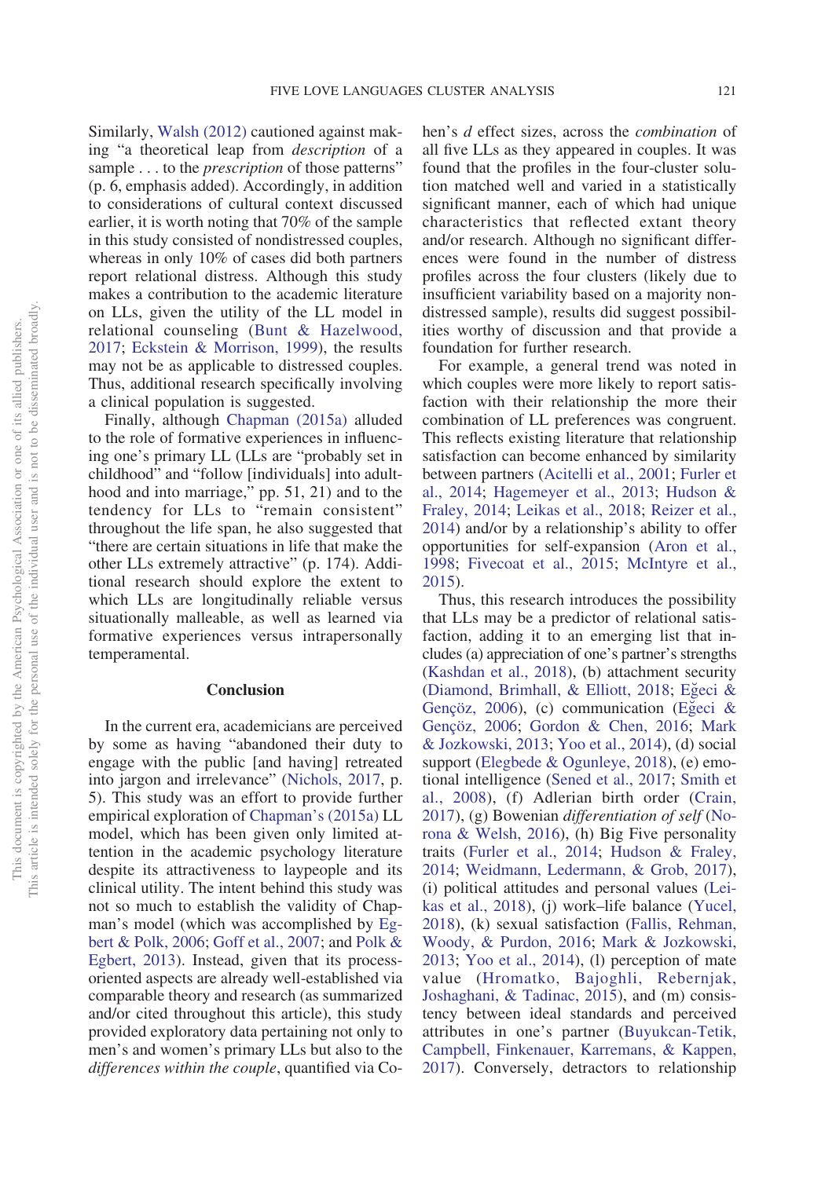Similarly, Walsh (2012) cautioned against making "a theoretical leap from *description* of a sample . . . to the *prescription* of those patterns" (p. 6, emphasis added). Accordingly, in addition to considerations of cultural context discussed earlier, it is worth noting that 70% of the sample in this study consisted of nondistressed couples, whereas in only 10% of cases did both partners report relational distress. Although this study makes a contribution to the academic literature on LLs, given the utility of the LL model in relational counseling (Bunt & Hazelwood, 2017; Eckstein & Morrison, 1999), the results may not be as applicable to distressed couples. Thus, additional research specifically involving a clinical population is suggested.

Finally, although Chapman (2015a) alluded to the role of formative experiences in influencing one's primary LL (LLs are "probably set in childhood" and "follow [individuals] into adulthood and into marriage," pp. 51, 21) and to the tendency for LLs to "remain consistent" throughout the life span, he also suggested that "there are certain situations in life that make the other LLs extremely attractive" (p. 174). Additional research should explore the extent to which LLs are longitudinally reliable versus situationally malleable, as well as learned via formative experiences versus intrapersonally temperamental.

## Conclusion

In the current era, academicians are perceived by some as having "abandoned their duty to engage with the public [and having] retreated into jargon and irrelevance" (Nichols, 2017, p. 5). This study was an effort to provide further empirical exploration of Chapman's (2015a) LL model, which has been given only limited attention in the academic psychology literature despite its attractiveness to laypeople and its clinical utility. The intent behind this study was not so much to establish the validity of Chapman's model (which was accomplished by Egbert & Polk, 2006; Goff et al., 2007; and Polk & Egbert, 2013). Instead, given that its process-oriented aspects are already well-established via comparable theory and research (as summarized and/or cited throughout this article), this study provided exploratory data pertaining not only to men's and women's primary LLs but also to the *differences within the couple*, quantified via Cohen's *d* effect sizes, across the *combination* of all five LLs as they appeared in couples. It was found that the profiles in the four-cluster solution matched well and varied in a statistically significant manner, each of which had unique characteristics that reflected extant theory and/or research. Although no significant differences were found in the number of distress profiles across the four clusters (likely due to insufficient variability based on a majority nondistressed sample), results did suggest possibilities worthy of discussion and that provide a foundation for further research.

For example, a general trend was noted in which couples were more likely to report satisfaction with their relationship the more their combination of LL preferences was congruent. This reflects existing literature that relationship satisfaction can become enhanced by similarity between partners (Acitelli et al., 2001; Furler et al., 2014; Hagemeyer et al., 2013; Hudson & Fraley, 2014; Leikas et al., 2018; Reizer et al., 2014) and/or by a relationship's ability to offer opportunities for self-expansion (Aron et al., 1998; Fivecoat et al., 2015; McIntyre et al., 2015).

Thus, this research introduces the possibility that LLs may be a predictor of relational satisfaction, adding it to an emerging list that includes (a) appreciation of one's partner's strengths (Kashdan et al., 2018), (b) attachment security (Diamond, Brimhall, & Elliott, 2018; Eğeci & Gençöz, 2006), (c) communication (Eğeci & Gençöz, 2006; Gordon & Chen, 2016; Mark & Jozkowski, 2013; Yoo et al., 2014), (d) social support (Elegbede & Ogunleye, 2018), (e) emotional intelligence (Sened et al., 2017; Smith et al., 2008), (f) Adlerian birth order (Crain, 2017), (g) Bowenian *differentiation of self* (Norona & Welsh, 2016), (h) Big Five personality traits (Furler et al., 2014; Hudson & Fraley, 2014; Weidmann, Ledermann, & Grob, 2017), (i) political attitudes and personal values (Leikas et al., 2018), (j) work–life balance (Yucel, 2018), (k) sexual satisfaction (Fallis, Rehman, Woody, & Purdon, 2016; Mark & Jozkowski, 2013; Yoo et al., 2014), (l) perception of mate value (Hromatko, Bajoghli, Rebernjak, Joshaghani, & Tadinac, 2015), and (m) consistency between ideal standards and perceived attributes in one's partner (Buyukcan-Tetik, Campbell, Finkenauer, Karremans, & Kappen, 2017). Conversely, detractors to relationship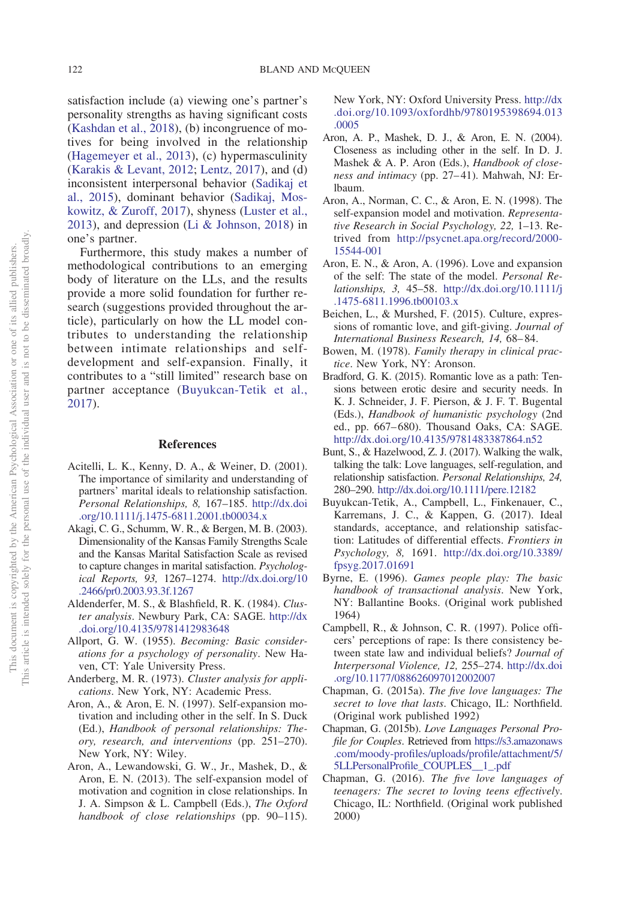satisfaction include (a) viewing one's partner's personality strengths as having significant costs (Kashdan et al., 2018), (b) incongruence of motives for being involved in the relationship (Hagemeyer et al., 2013), (c) hypermasculinity (Karakis & Levant, 2012; Lentz, 2017), and (d) inconsistent interpersonal behavior (Sadikaj et al., 2015), dominant behavior (Sadikaj, Moskowitz, & Zuroff, 2017), shyness (Luster et al., 2013), and depression (Li & Johnson, 2018) in one's partner.

Furthermore, this study makes a number of methodological contributions to an emerging body of literature on the LLs, and the results provide a more solid foundation for further research (suggestions provided throughout the article), particularly on how the LL model contributes to understanding the relationship between intimate relationships and self-development and self-expansion. Finally, it contributes to a "still limited" research base on partner acceptance (Buyukcan-Tetik et al., 2017).

## References

Acitelli, L. K., Kenny, D. A., & Weiner, D. (2001). The importance of similarity and understanding of partners' marital ideals to relationship satisfaction. *Personal Relationships, 8,* 167–185. http://dx.doi.org/10.1111/j.1475-6811.2001.tb00034.x

Akagi, C. G., Schumm, W. R., & Bergen, M. B. (2003). Dimensionality of the Kansas Family Strengths Scale and the Kansas Marital Satisfaction Scale as revised to capture changes in marital satisfaction. *Psychological Reports, 93,* 1267–1274. http://dx.doi.org/10.2466/pr0.2003.93.3f.1267

Aldenderfer, M. S., & Blashfield, R. K. (1984). *Cluster analysis*. Newbury Park, CA: SAGE. http://dx.doi.org/10.4135/9781412983648

Allport, G. W. (1955). *Becoming: Basic considerations for a psychology of personality*. New Haven, CT: Yale University Press.

Anderberg, M. R. (1973). *Cluster analysis for applications*. New York, NY: Academic Press.

Aron, A., & Aron, E. N. (1997). Self-expansion motivation and including other in the self. In S. Duck (Ed.), *Handbook of personal relationships: Theory, research, and interventions* (pp. 251–270). New York, NY: Wiley.

Aron, A., Lewandowski, G. W., Jr., Mashek, D., & Aron, E. N. (2013). The self-expansion model of motivation and cognition in close relationships. In J. A. Simpson & L. Campbell (Eds.), *The Oxford handbook of close relationships* (pp. 90–115). New York, NY: Oxford University Press. http://dx.doi.org/10.1093/oxfordhb/9780195398694.013.0005

Aron, A. P., Mashek, D. J., & Aron, E. N. (2004). Closeness as including other in the self. In D. J. Mashek & A. P. Aron (Eds.), *Handbook of closeness and intimacy* (pp. 27–41). Mahwah, NJ: Erlbaum.

Aron, A., Norman, C. C., & Aron, E. N. (1998). The self-expansion model and motivation. *Representative Research in Social Psychology, 22,* 1–13. Retrived from http://psycnet.apa.org/record/2000-15544-001

Aron, E. N., & Aron, A. (1996). Love and expansion of the self: The state of the model. *Personal Relationships, 3,* 45–58. http://dx.doi.org/10.1111/j.1475-6811.1996.tb00103.x

Beichen, L., & Murshed, F. (2015). Culture, expressions of romantic love, and gift-giving. *Journal of International Business Research, 14,* 68–84.

Bowen, M. (1978). *Family therapy in clinical practice*. New York, NY: Aronson.

Bradford, G. K. (2015). Romantic love as a path: Tensions between erotic desire and security needs. In K. J. Schneider, J. F. Pierson, & J. F. T. Bugental (Eds.), *Handbook of humanistic psychology* (2nd ed., pp. 667–680). Thousand Oaks, CA: SAGE. http://dx.doi.org/10.4135/9781483387864.n52

Bunt, S., & Hazelwood, Z. J. (2017). Walking the walk, talking the talk: Love languages, self-regulation, and relationship satisfaction. *Personal Relationships, 24,* 280–290. http://dx.doi.org/10.1111/pere.12182

Buyukcan-Tetik, A., Campbell, L., Finkenauer, C., Karremans, J. C., & Kappen, G. (2017). Ideal standards, acceptance, and relationship satisfaction: Latitudes of differential effects. *Frontiers in Psychology, 8,* 1691. http://dx.doi.org/10.3389/fpsyg.2017.01691

Byrne, E. (1996). *Games people play: The basic handbook of transactional analysis*. New York, NY: Ballantine Books. (Original work published 1964)

Campbell, R., & Johnson, C. R. (1997). Police officers' perceptions of rape: Is there consistency between state law and individual beliefs? *Journal of Interpersonal Violence, 12,* 255–274. http://dx.doi.org/10.1177/088626097012002007

Chapman, G. (2015a). *The five love languages: The secret to love that lasts*. Chicago, IL: Northfield. (Original work published 1992)

Chapman, G. (2015b). *Love Languages Personal Profile for Couples*. Retrieved from https://s3.amazonaws.com/moody-profiles/uploads/profile/attachment/5/5LLPersonalProfile_COUPLES__1_.pdf

Chapman, G. (2016). *The five love languages of teenagers: The secret to loving teens effectively*. Chicago, IL: Northfield. (Original work published 2000)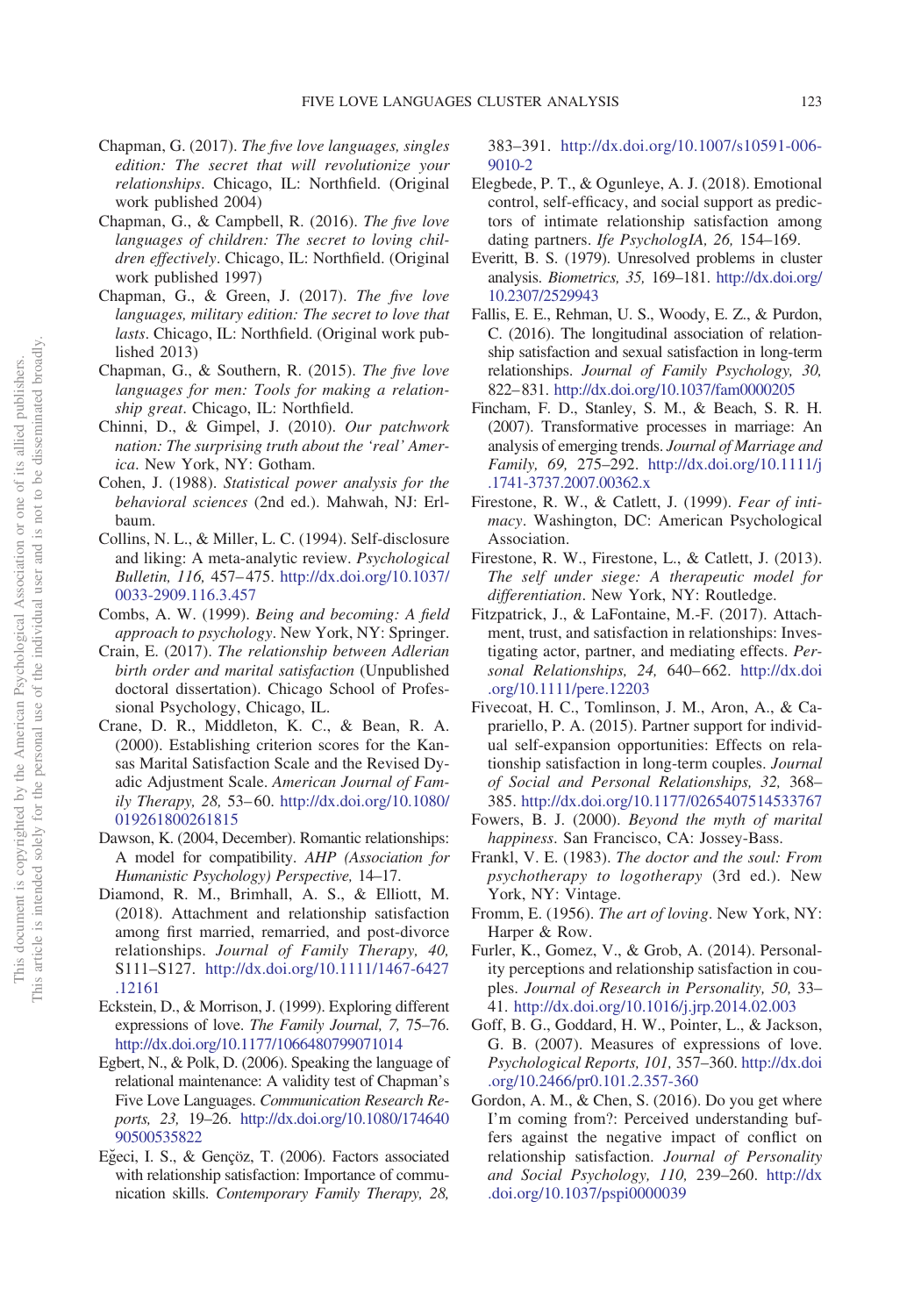Chapman, G. (2017). *The five love languages, singles edition: The secret that will revolutionize your relationships*. Chicago, IL: Northfield. (Original work published 2004)

Chapman, G., & Campbell, R. (2016). *The five love languages of children: The secret to loving children effectively*. Chicago, IL: Northfield. (Original work published 1997)

Chapman, G., & Green, J. (2017). *The five love languages, military edition: The secret to love that lasts*. Chicago, IL: Northfield. (Original work published 2013)

Chapman, G., & Southern, R. (2015). *The five love languages for men: Tools for making a relationship great*. Chicago, IL: Northfield.

Chinni, D., & Gimpel, J. (2010). *Our patchwork nation: The surprising truth about the 'real' America*. New York, NY: Gotham.

Cohen, J. (1988). *Statistical power analysis for the behavioral sciences* (2nd ed.). Mahwah, NJ: Erlbaum.

Collins, N. L., & Miller, L. C. (1994). Self-disclosure and liking: A meta-analytic review. *Psychological Bulletin, 116,* 457–475. http://dx.doi.org/10.1037/0033-2909.116.3.457

Combs, A. W. (1999). *Being and becoming: A field approach to psychology*. New York, NY: Springer.

Crain, E. (2017). *The relationship between Adlerian birth order and marital satisfaction* (Unpublished doctoral dissertation). Chicago School of Professional Psychology, Chicago, IL.

Crane, D. R., Middleton, K. C., & Bean, R. A. (2000). Establishing criterion scores for the Kansas Marital Satisfaction Scale and the Revised Dyadic Adjustment Scale. *American Journal of Family Therapy, 28,* 53–60. http://dx.doi.org/10.1080/019261800261815

Dawson, K. (2004, December). Romantic relationships: A model for compatibility. *AHP (Association for Humanistic Psychology) Perspective,* 14–17.

Diamond, R. M., Brimhall, A. S., & Elliott, M. (2018). Attachment and relationship satisfaction among first married, remarried, and post-divorce relationships. *Journal of Family Therapy, 40,* S111–S127. http://dx.doi.org/10.1111/1467-6427.12161

Eckstein, D., & Morrison, J. (1999). Exploring different expressions of love. *The Family Journal, 7,* 75–76. http://dx.doi.org/10.1177/1066480799071014

Egbert, N., & Polk, D. (2006). Speaking the language of relational maintenance: A validity test of Chapman's Five Love Languages. *Communication Research Reports, 23,* 19–26. http://dx.doi.org/10.1080/17464090500535822

Eğeci, I. S., & Gençöz, T. (2006). Factors associated with relationship satisfaction: Importance of communication skills. *Contemporary Family Therapy, 28,* 383–391. http://dx.doi.org/10.1007/s10591-006-9010-2

Elegbede, P. T., & Ogunleye, A. J. (2018). Emotional control, self-efficacy, and social support as predictors of intimate relationship satisfaction among dating partners. *Ife PsychologIA, 26,* 154–169.

Everitt, B. S. (1979). Unresolved problems in cluster analysis. *Biometrics, 35,* 169–181. http://dx.doi.org/10.2307/2529943

Fallis, E. E., Rehman, U. S., Woody, E. Z., & Purdon, C. (2016). The longitudinal association of relationship satisfaction and sexual satisfaction in long-term relationships. *Journal of Family Psychology, 30,* 822–831. http://dx.doi.org/10.1037/fam0000205

Fincham, F. D., Stanley, S. M., & Beach, S. R. H. (2007). Transformative processes in marriage: An analysis of emerging trends. *Journal of Marriage and Family, 69,* 275–292. http://dx.doi.org/10.1111/j.1741-3737.2007.00362.x

Firestone, R. W., & Catlett, J. (1999). *Fear of intimacy*. Washington, DC: American Psychological Association.

Firestone, R. W., Firestone, L., & Catlett, J. (2013). *The self under siege: A therapeutic model for differentiation*. New York, NY: Routledge.

Fitzpatrick, J., & LaFontaine, M.-F. (2017). Attachment, trust, and satisfaction in relationships: Investigating actor, partner, and mediating effects. *Personal Relationships, 24,* 640–662. http://dx.doi.org/10.1111/pere.12203

Fivecoat, H. C., Tomlinson, J. M., Aron, A., & Caprariello, P. A. (2015). Partner support for individual self-expansion opportunities: Effects on relationship satisfaction in long-term couples. *Journal of Social and Personal Relationships, 32,* 368–385. http://dx.doi.org/10.1177/0265407514533767

Fowers, B. J. (2000). *Beyond the myth of marital happiness*. San Francisco, CA: Jossey-Bass.

Frankl, V. E. (1983). *The doctor and the soul: From psychotherapy to logotherapy* (3rd ed.). New York, NY: Vintage.

Fromm, E. (1956). *The art of loving*. New York, NY: Harper & Row.

Furler, K., Gomez, V., & Grob, A. (2014). Personality perceptions and relationship satisfaction in couples. *Journal of Research in Personality, 50,* 33–41. http://dx.doi.org/10.1016/j.jrp.2014.02.003

Goff, B. G., Goddard, H. W., Pointer, L., & Jackson, G. B. (2007). Measures of expressions of love. *Psychological Reports, 101,* 357–360. http://dx.doi.org/10.2466/pr0.101.2.357-360

Gordon, A. M., & Chen, S. (2016). Do you get where I'm coming from?: Perceived understanding buffers against the negative impact of conflict on relationship satisfaction. *Journal of Personality and Social Psychology, 110,* 239–260. http://dx.doi.org/10.1037/pspi0000039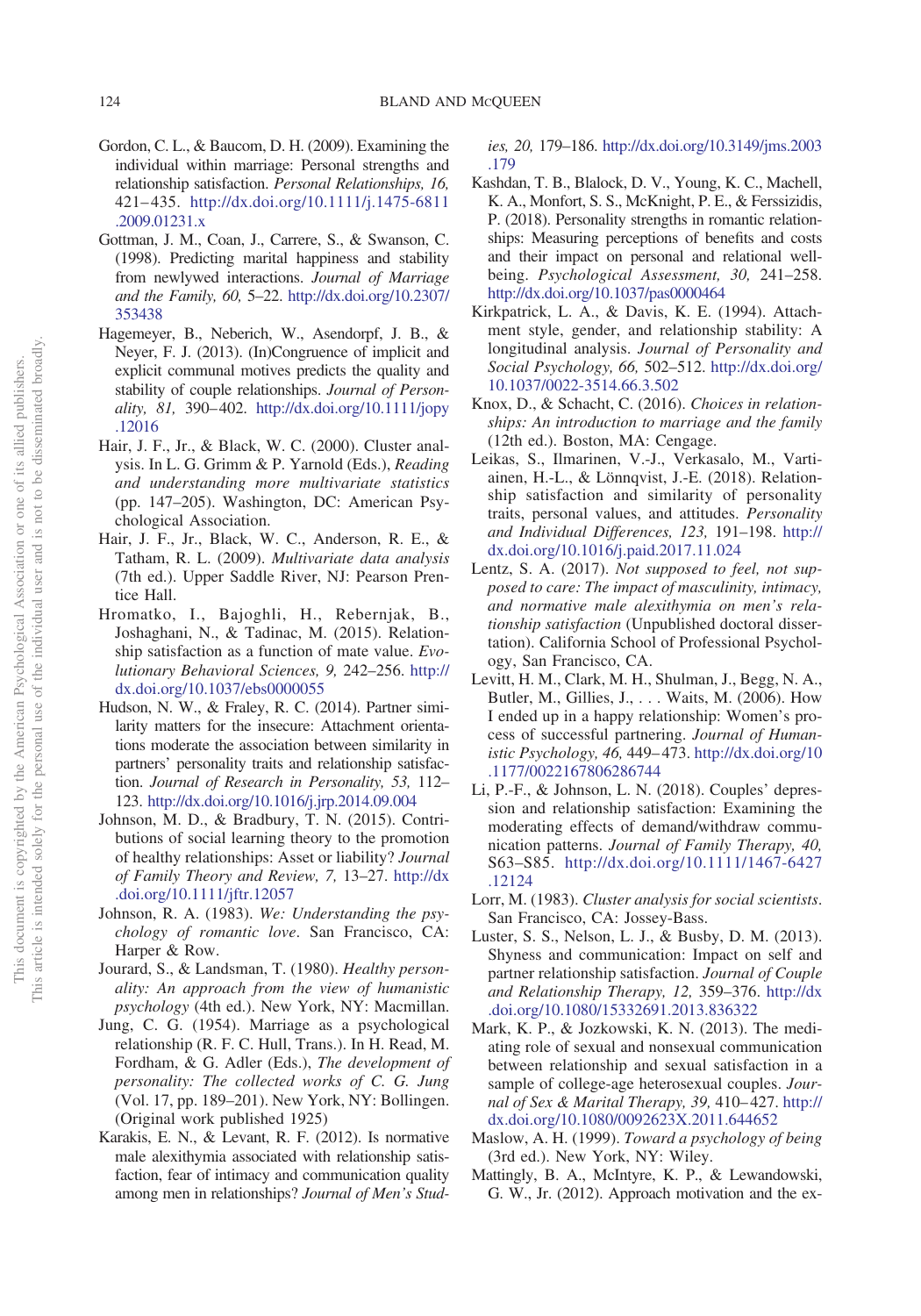Gordon, C. L., & Baucom, D. H. (2009). Examining the individual within marriage: Personal strengths and relationship satisfaction. *Personal Relationships, 16,* 421–435. http://dx.doi.org/10.1111/j.1475-6811.2009.01231.x

Gottman, J. M., Coan, J., Carrere, S., & Swanson, C. (1998). Predicting marital happiness and stability from newlywed interactions. *Journal of Marriage and the Family, 60,* 5–22. http://dx.doi.org/10.2307/353438

Hagemeyer, B., Neberich, W., Asendorpf, J. B., & Neyer, F. J. (2013). (In)Congruence of implicit and explicit communal motives predicts the quality and stability of couple relationships. *Journal of Personality, 81,* 390–402. http://dx.doi.org/10.1111/jopy.12016

Hair, J. F., Jr., & Black, W. C. (2000). Cluster analysis. In L. G. Grimm & P. Yarnold (Eds.), *Reading and understanding more multivariate statistics* (pp. 147–205). Washington, DC: American Psychological Association.

Hair, J. F., Jr., Black, W. C., Anderson, R. E., & Tatham, R. L. (2009). *Multivariate data analysis* (7th ed.). Upper Saddle River, NJ: Pearson Prentice Hall.

Hromatko, I., Bajoghli, H., Rebernjak, B., Joshaghani, N., & Tadinac, M. (2015). Relationship satisfaction as a function of mate value. *Evolutionary Behavioral Sciences, 9,* 242–256. http://dx.doi.org/10.1037/ebs0000055

Hudson, N. W., & Fraley, R. C. (2014). Partner similarity matters for the insecure: Attachment orientations moderate the association between similarity in partners' personality traits and relationship satisfaction. *Journal of Research in Personality, 53,* 112–123. http://dx.doi.org/10.1016/j.jrp.2014.09.004

Johnson, M. D., & Bradbury, T. N. (2015). Contributions of social learning theory to the promotion of healthy relationships: Asset or liability? *Journal of Family Theory and Review, 7,* 13–27. http://dx.doi.org/10.1111/jftr.12057

Johnson, R. A. (1983). *We: Understanding the psychology of romantic love*. San Francisco, CA: Harper & Row.

Jourard, S., & Landsman, T. (1980). *Healthy personality: An approach from the view of humanistic psychology* (4th ed.). New York, NY: Macmillan.

Jung, C. G. (1954). Marriage as a psychological relationship (R. F. C. Hull, Trans.). In H. Read, M. Fordham, & G. Adler (Eds.), *The development of personality: The collected works of C. G. Jung* (Vol. 17, pp. 189–201). New York, NY: Bollingen. (Original work published 1925)

Karakis, E. N., & Levant, R. F. (2012). Is normative male alexithymia associated with relationship satisfaction, fear of intimacy and communication quality among men in relationships? *Journal of Men's Studies, 20,* 179–186. http://dx.doi.org/10.3149/jms.2003.179

Kashdan, T. B., Blalock, D. V., Young, K. C., Machell, K. A., Monfort, S. S., McKnight, P. E., & Ferssizidis, P. (2018). Personality strengths in romantic relationships: Measuring perceptions of benefits and costs and their impact on personal and relational well-being. *Psychological Assessment, 30,* 241–258. http://dx.doi.org/10.1037/pas0000464

Kirkpatrick, L. A., & Davis, K. E. (1994). Attachment style, gender, and relationship stability: A longitudinal analysis. *Journal of Personality and Social Psychology, 66,* 502–512. http://dx.doi.org/10.1037/0022-3514.66.3.502

Knox, D., & Schacht, C. (2016). *Choices in relationships: An introduction to marriage and the family* (12th ed.). Boston, MA: Cengage.

Leikas, S., Ilmarinen, V.-J., Verkasalo, M., Vartiainen, H.-L., & Lönnqvist, J.-E. (2018). Relationship satisfaction and similarity of personality traits, personal values, and attitudes. *Personality and Individual Differences, 123,* 191–198. http://dx.doi.org/10.1016/j.paid.2017.11.024

Lentz, S. A. (2017). *Not supposed to feel, not supposed to care: The impact of masculinity, intimacy, and normative male alexithymia on men's relationship satisfaction* (Unpublished doctoral dissertation). California School of Professional Psychology, San Francisco, CA.

Levitt, H. M., Clark, M. H., Shulman, J., Begg, N. A., Butler, M., Gillies, J., . . . Waits, M. (2006). How I ended up in a happy relationship: Women's process of successful partnering. *Journal of Humanistic Psychology, 46,* 449–473. http://dx.doi.org/10.1177/0022167806286744

Li, P.-F., & Johnson, L. N. (2018). Couples' depression and relationship satisfaction: Examining the moderating effects of demand/withdraw communication patterns. *Journal of Family Therapy, 40,* S63–S85. http://dx.doi.org/10.1111/1467-6427.12124

Lorr, M. (1983). *Cluster analysis for social scientists*. San Francisco, CA: Jossey-Bass.

Luster, S. S., Nelson, L. J., & Busby, D. M. (2013). Shyness and communication: Impact on self and partner relationship satisfaction. *Journal of Couple and Relationship Therapy, 12,* 359–376. http://dx.doi.org/10.1080/15332691.2013.836322

Mark, K. P., & Jozkowski, K. N. (2013). The mediating role of sexual and nonsexual communication between relationship and sexual satisfaction in a sample of college-age heterosexual couples. *Journal of Sex & Marital Therapy, 39,* 410–427. http://dx.doi.org/10.1080/0092623X.2011.644652

Maslow, A. H. (1999). *Toward a psychology of being* (3rd ed.). New York, NY: Wiley.

Mattingly, B. A., McIntyre, K. P., & Lewandowski, G. W., Jr. (2012). Approach motivation and the ex-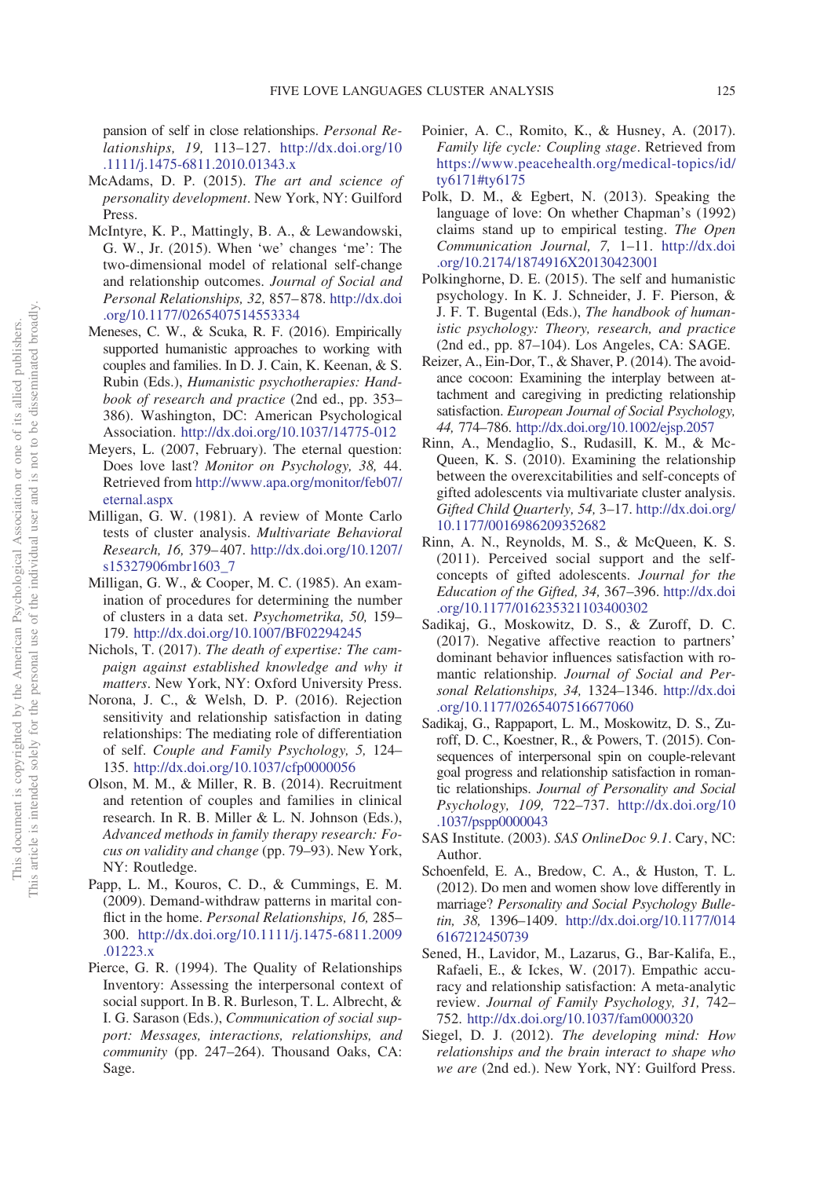pansion of self in close relationships. *Personal Relationships, 19,* 113–127. http://dx.doi.org/10.1111/j.1475-6811.2010.01343.x

McAdams, D. P. (2015). *The art and science of personality development*. New York, NY: Guilford Press.

McIntyre, K. P., Mattingly, B. A., & Lewandowski, G. W., Jr. (2015). When 'we' changes 'me': The two-dimensional model of relational self-change and relationship outcomes. *Journal of Social and Personal Relationships, 32,* 857–878. http://dx.doi.org/10.1177/0265407514553334

Meneses, C. W., & Scuka, R. F. (2016). Empirically supported humanistic approaches to working with couples and families. In D. J. Cain, K. Keenan, & S. Rubin (Eds.), *Humanistic psychotherapies: Handbook of research and practice* (2nd ed., pp. 353–386). Washington, DC: American Psychological Association. http://dx.doi.org/10.1037/14775-012

Meyers, L. (2007, February). The eternal question: Does love last? *Monitor on Psychology, 38,* 44. Retrieved from http://www.apa.org/monitor/feb07/eternal.aspx

Milligan, G. W. (1981). A review of Monte Carlo tests of cluster analysis. *Multivariate Behavioral Research, 16,* 379–407. http://dx.doi.org/10.1207/s15327906mbr1603_7

Milligan, G. W., & Cooper, M. C. (1985). An examination of procedures for determining the number of clusters in a data set. *Psychometrika, 50,* 159–179. http://dx.doi.org/10.1007/BF02294245

Nichols, T. (2017). *The death of expertise: The campaign against established knowledge and why it matters*. New York, NY: Oxford University Press.

Norona, J. C., & Welsh, D. P. (2016). Rejection sensitivity and relationship satisfaction in dating relationships: The mediating role of differentiation of self. *Couple and Family Psychology, 5,* 124–135. http://dx.doi.org/10.1037/cfp0000056

Olson, M. M., & Miller, R. B. (2014). Recruitment and retention of couples and families in clinical research. In R. B. Miller & L. N. Johnson (Eds.), *Advanced methods in family therapy research: Focus on validity and change* (pp. 79–93). New York, NY: Routledge.

Papp, L. M., Kouros, C. D., & Cummings, E. M. (2009). Demand-withdraw patterns in marital conflict in the home. *Personal Relationships, 16,* 285–300. http://dx.doi.org/10.1111/j.1475-6811.2009.01223.x

Pierce, G. R. (1994). The Quality of Relationships Inventory: Assessing the interpersonal context of social support. In B. R. Burleson, T. L. Albrecht, & I. G. Sarason (Eds.), *Communication of social support: Messages, interactions, relationships, and community* (pp. 247–264). Thousand Oaks, CA: Sage.

Poinier, A. C., Romito, K., & Husney, A. (2017). *Family life cycle: Coupling stage*. Retrieved from https://www.peacehealth.org/medical-topics/id/ty6171#ty6175

Polk, D. M., & Egbert, N. (2013). Speaking the language of love: On whether Chapman's (1992) claims stand up to empirical testing. *The Open Communication Journal, 7,* 1–11. http://dx.doi.org/10.2174/1874916X20130423001

Polkinghorne, D. E. (2015). The self and humanistic psychology. In K. J. Schneider, J. F. Pierson, & J. F. T. Bugental (Eds.), *The handbook of humanistic psychology: Theory, research, and practice* (2nd ed., pp. 87–104). Los Angeles, CA: SAGE.

Reizer, A., Ein-Dor, T., & Shaver, P. (2014). The avoidance cocoon: Examining the interplay between attachment and caregiving in predicting relationship satisfaction. *European Journal of Social Psychology, 44,* 774–786. http://dx.doi.org/10.1002/ejsp.2057

Rinn, A., Mendaglio, S., Rudasill, K. M., & McQueen, K. S. (2010). Examining the relationship between the overexcitabilities and self-concepts of gifted adolescents via multivariate cluster analysis. *Gifted Child Quarterly, 54,* 3–17. http://dx.doi.org/10.1177/0016986209352682

Rinn, A. N., Reynolds, M. S., & McQueen, K. S. (2011). Perceived social support and the self-concepts of gifted adolescents. *Journal for the Education of the Gifted, 34,* 367–396. http://dx.doi.org/10.1177/016235321103400302

Sadikaj, G., Moskowitz, D. S., & Zuroff, D. C. (2017). Negative affective reaction to partners' dominant behavior influences satisfaction with romantic relationship. *Journal of Social and Personal Relationships, 34,* 1324–1346. http://dx.doi.org/10.1177/0265407516677060

Sadikaj, G., Rappaport, L. M., Moskowitz, D. S., Zuroff, D. C., Koestner, R., & Powers, T. (2015). Consequences of interpersonal spin on couple-relevant goal progress and relationship satisfaction in romantic relationships. *Journal of Personality and Social Psychology, 109,* 722–737. http://dx.doi.org/10.1037/pspp0000043

SAS Institute. (2003). *SAS OnlineDoc 9.1*. Cary, NC: Author.

Schoenfeld, E. A., Bredow, C. A., & Huston, T. L. (2012). Do men and women show love differently in marriage? *Personality and Social Psychology Bulletin, 38,* 1396–1409. http://dx.doi.org/10.1177/0146167212450739

Sened, H., Lavidor, M., Lazarus, G., Bar-Kalifa, E., Rafaeli, E., & Ickes, W. (2017). Empathic accuracy and relationship satisfaction: A meta-analytic review. *Journal of Family Psychology, 31,* 742–752. http://dx.doi.org/10.1037/fam0000320

Siegel, D. J. (2012). *The developing mind: How relationships and the brain interact to shape who we are* (2nd ed.). New York, NY: Guilford Press.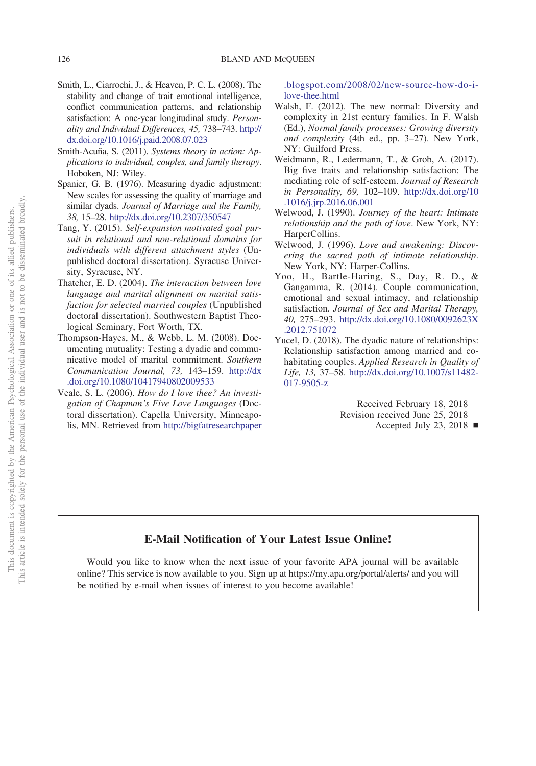Smith, L., Ciarrochi, J., & Heaven, P. C. L. (2008). The stability and change of trait emotional intelligence, conflict communication patterns, and relationship satisfaction: A one-year longitudinal study. *Personality and Individual Differences, 45,* 738–743. http://dx.doi.org/10.1016/j.paid.2008.07.023

Smith-Acuña, S. (2011). *Systems theory in action: Applications to individual, couples, and family therapy*. Hoboken, NJ: Wiley.

Spanier, G. B. (1976). Measuring dyadic adjustment: New scales for assessing the quality of marriage and similar dyads. *Journal of Marriage and the Family, 38,* 15–28. http://dx.doi.org/10.2307/350547

Tang, Y. (2015). *Self-expansion motivated goal pursuit in relational and non-relational domains for individuals with different attachment styles* (Unpublished doctoral dissertation). Syracuse University, Syracuse, NY.

Thatcher, E. D. (2004). *The interaction between love language and marital alignment on marital satisfaction for selected married couples* (Unpublished doctoral dissertation). Southwestern Baptist Theological Seminary, Fort Worth, TX.

Thompson-Hayes, M., & Webb, L. M. (2008). Documenting mutuality: Testing a dyadic and communicative model of marital commitment. *Southern Communication Journal, 73,* 143–159. http://dx.doi.org/10.1080/10417940802009533

Veale, S. L. (2006). *How do I love thee? An investigation of Chapman's Five Love Languages* (Doctoral dissertation). Capella University, Minneapolis, MN. Retrieved from http://bigfatresearchpaper.blogspot.com/2008/02/new-source-how-do-i-love-thee.html

Walsh, F. (2012). The new normal: Diversity and complexity in 21st century families. In F. Walsh (Ed.), *Normal family processes: Growing diversity and complexity* (4th ed., pp. 3–27). New York, NY: Guilford Press.

Weidmann, R., Ledermann, T., & Grob, A. (2017). Big five traits and relationship satisfaction: The mediating role of self-esteem. *Journal of Research in Personality, 69,* 102–109. http://dx.doi.org/10.1016/j.jrp.2016.06.001

Welwood, J. (1990). *Journey of the heart: Intimate relationship and the path of love*. New York, NY: HarperCollins.

Welwood, J. (1996). *Love and awakening: Discovering the sacred path of intimate relationship*. New York, NY: Harper-Collins.

Yoo, H., Bartle-Haring, S., Day, R. D., & Gangamma, R. (2014). Couple communication, emotional and sexual intimacy, and relationship satisfaction. *Journal of Sex and Marital Therapy, 40,* 275–293. http://dx.doi.org/10.1080/0092623X.2012.751072

Yucel, D. (2018). The dyadic nature of relationships: Relationship satisfaction among married and cohabitating couples. *Applied Research in Quality of Life, 13,* 37–58. http://dx.doi.org/10.1007/s11482-017-9505-z

Received February 18, 2018
Revision received June 25, 2018
Accepted July 23, 2018 ■

## E-Mail Notification of Your Latest Issue Online!

Would you like to know when the next issue of your favorite APA journal will be available online? This service is now available to you. Sign up at https://my.apa.org/portal/alerts/ and you will be notified by e-mail when issues of interest to you become available!